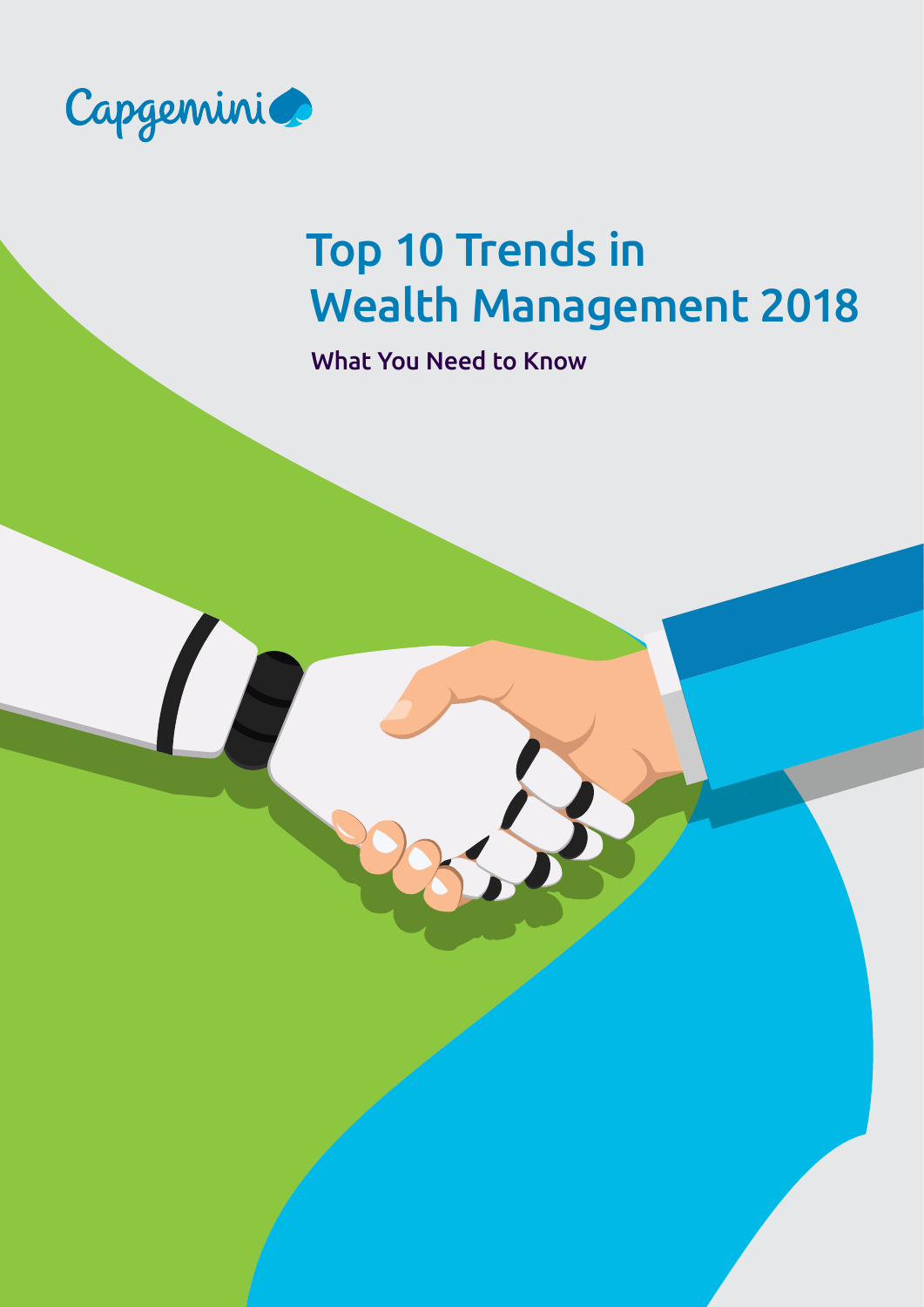Capgemini

# Top 10 Trends in Wealth Management 2018

What You Need to Know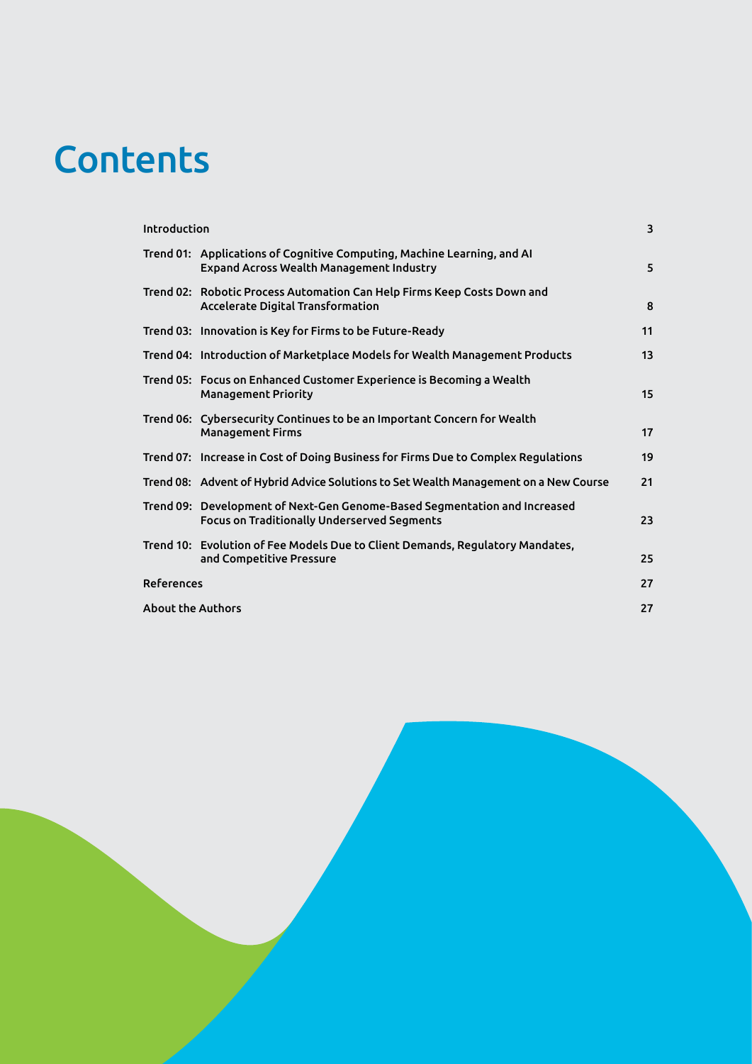# Contents

| | |
|---|---|
| Introduction | 3 |
| Trend 01: Applications of Cognitive Computing, Machine Learning, and AI Expand Across Wealth Management Industry | 5 |
| Trend 02: Robotic Process Automation Can Help Firms Keep Costs Down and Accelerate Digital Transformation | 8 |
| Trend 03: Innovation is Key for Firms to be Future-Ready | 11 |
| Trend 04: Introduction of Marketplace Models for Wealth Management Products | 13 |
| Trend 05: Focus on Enhanced Customer Experience is Becoming a Wealth Management Priority | 15 |
| Trend 06: Cybersecurity Continues to be an Important Concern for Wealth Management Firms | 17 |
| Trend 07: Increase in Cost of Doing Business for Firms Due to Complex Regulations | 19 |
| Trend 08: Advent of Hybrid Advice Solutions to Set Wealth Management on a New Course | 21 |
| Trend 09: Development of Next-Gen Genome-Based Segmentation and Increased Focus on Traditionally Underserved Segments | 23 |
| Trend 10: Evolution of Fee Models Due to Client Demands, Regulatory Mandates, and Competitive Pressure | 25 |
| References | 27 |
| About the Authors | 27 |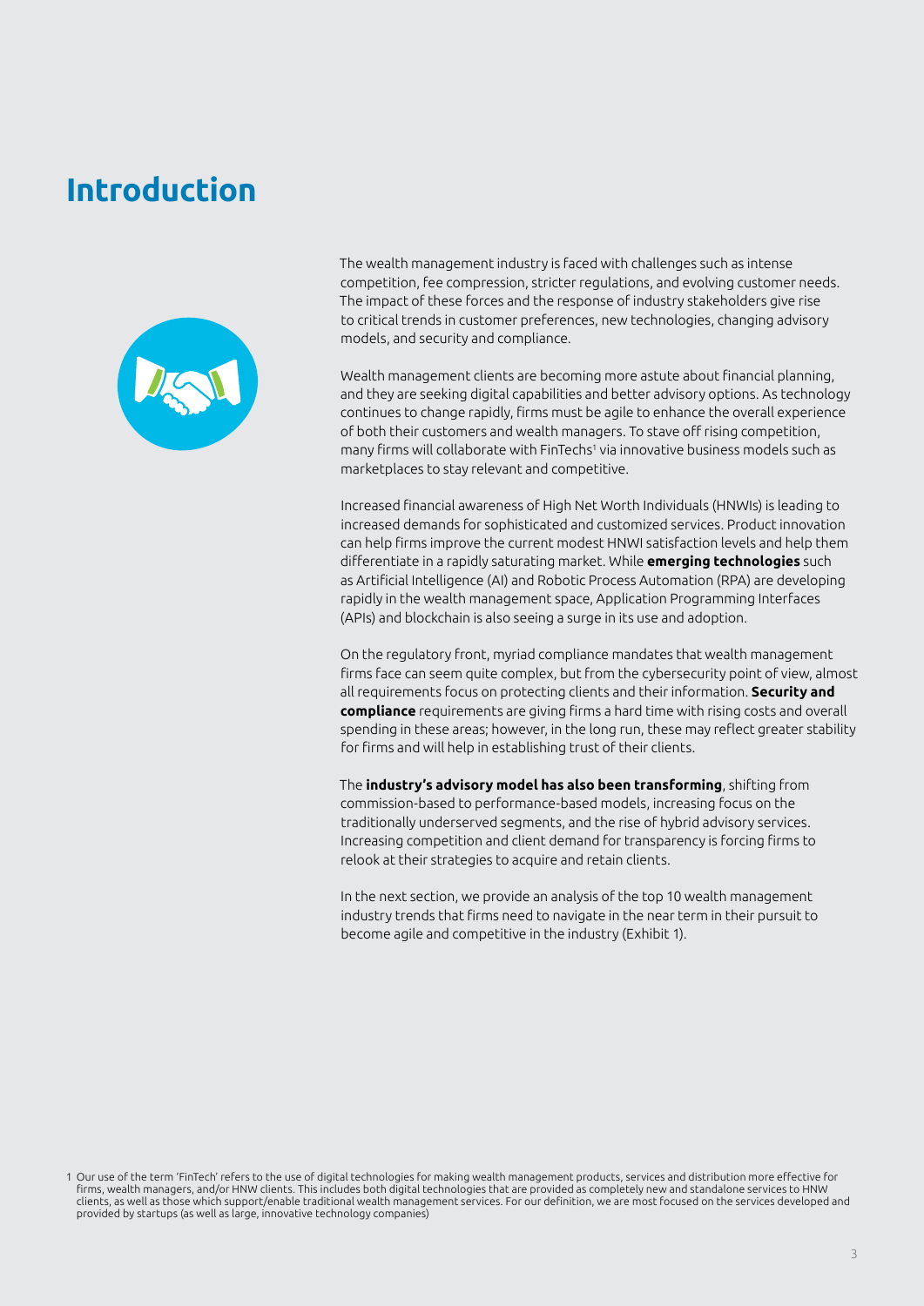# Introduction

The wealth management industry is faced with challenges such as intense competition, fee compression, stricter regulations, and evolving customer needs. The impact of these forces and the response of industry stakeholders give rise to critical trends in customer preferences, new technologies, changing advisory models, and security and compliance.

Wealth management clients are becoming more astute about financial planning, and they are seeking digital capabilities and better advisory options. As technology continues to change rapidly, firms must be agile to enhance the overall experience of both their customers and wealth managers. To stave off rising competition, many firms will collaborate with FinTechs[1] via innovative business models such as marketplaces to stay relevant and competitive.

Increased financial awareness of High Net Worth Individuals (HNWIs) is leading to increased demands for sophisticated and customized services. Product innovation can help firms improve the current modest HNWI satisfaction levels and help them differentiate in a rapidly saturating market. While **emerging technologies** such as Artificial Intelligence (AI) and Robotic Process Automation (RPA) are developing rapidly in the wealth management space, Application Programming Interfaces (APIs) and blockchain is also seeing a surge in its use and adoption.

On the regulatory front, myriad compliance mandates that wealth management firms face can seem quite complex, but from the cybersecurity point of view, almost all requirements focus on protecting clients and their information. **Security and compliance** requirements are giving firms a hard time with rising costs and overall spending in these areas; however, in the long run, these may reflect greater stability for firms and will help in establishing trust of their clients.

The **industry's advisory model has also been transforming**, shifting from commission-based to performance-based models, increasing focus on the traditionally underserved segments, and the rise of hybrid advisory services. Increasing competition and client demand for transparency is forcing firms to relook at their strategies to acquire and retain clients.

In the next section, we provide an analysis of the top 10 wealth management industry trends that firms need to navigate in the near term in their pursuit to become agile and competitive in the industry (Exhibit 1).

1 Our use of the term 'FinTech' refers to the use of digital technologies for making wealth management products, services and distribution more effective for firms, wealth managers, and/or HNW clients. This includes both digital technologies that are provided as completely new and standalone services to HNW clients, as well as those which support/enable traditional wealth management services. For our definition, we are most focused on the services developed and provided by startups (as well as large, innovative technology companies)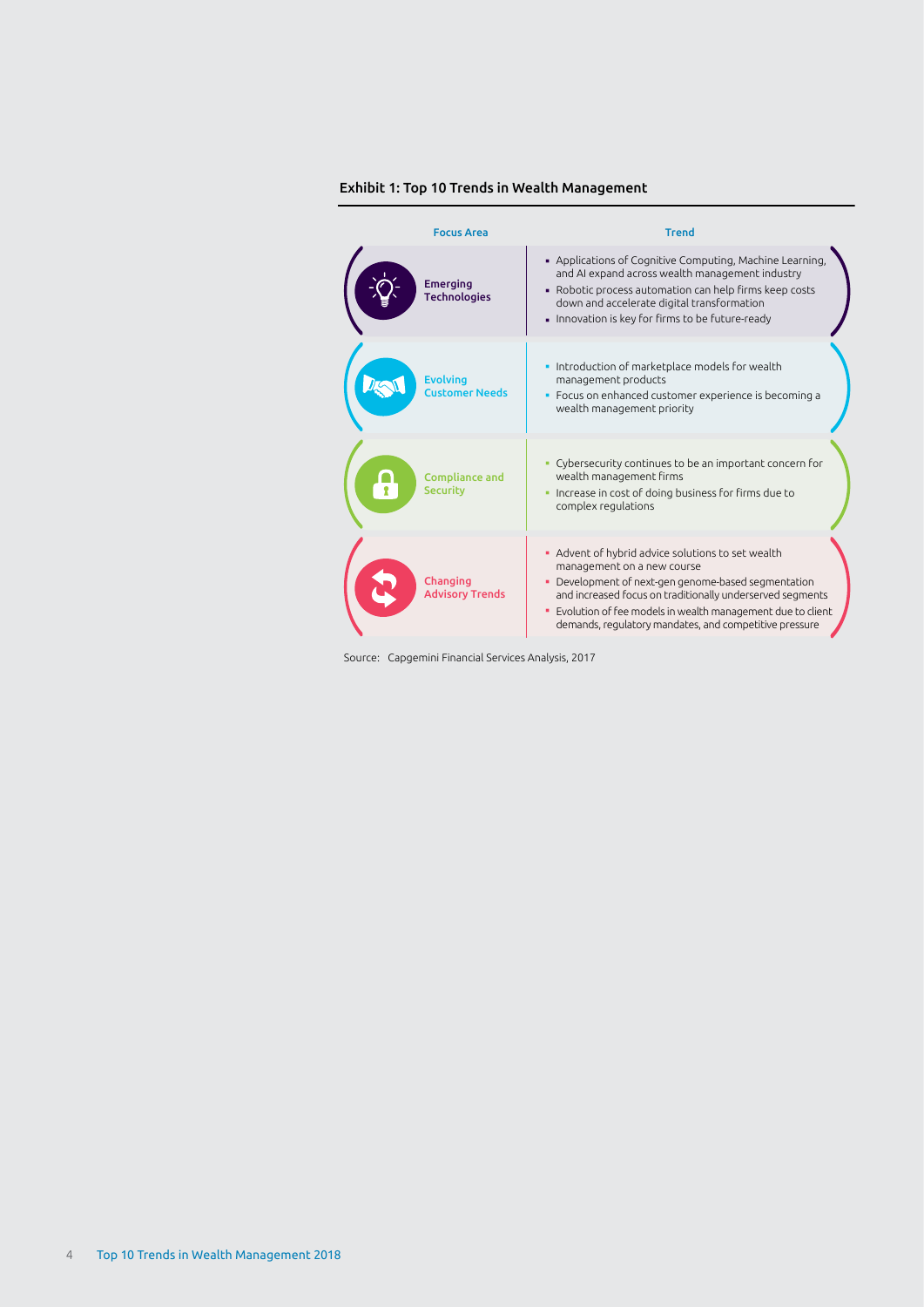## Exhibit 1: Top 10 Trends in Wealth Management

| Focus Area | Trend |
| --- | --- |
| Emerging Technologies | ▪ Applications of Cognitive Computing, Machine Learning, and AI expand across wealth management industry<br>▪ Robotic process automation can help firms keep costs down and accelerate digital transformation<br>▪ Innovation is key for firms to be future-ready |
| Evolving Customer Needs | ▪ Introduction of marketplace models for wealth management products<br>▪ Focus on enhanced customer experience is becoming a wealth management priority |
| Compliance and Security | ▪ Cybersecurity continues to be an important concern for wealth management firms<br>▪ Increase in cost of doing business for firms due to complex regulations |
| Changing Advisory Trends | ▪ Advent of hybrid advice solutions to set wealth management on a new course<br>▪ Development of next-gen genome-based segmentation and increased focus on traditionally underserved segments<br>▪ Evolution of fee models in wealth management due to client demands, regulatory mandates, and competitive pressure |

Source: Capgemini Financial Services Analysis, 2017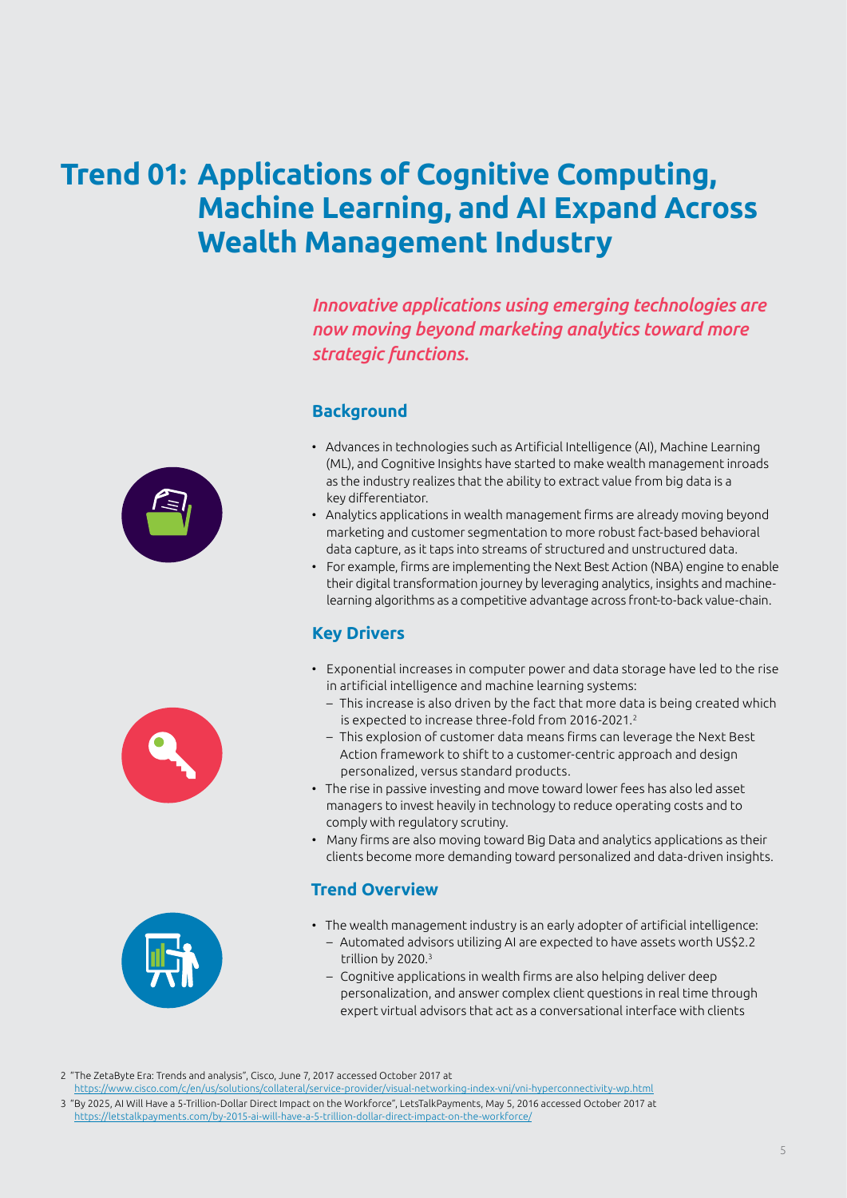# Trend 01: Applications of Cognitive Computing, Machine Learning, and AI Expand Across Wealth Management Industry

*Innovative applications using emerging technologies are now moving beyond marketing analytics toward more strategic functions.*

## Background

- Advances in technologies such as Artificial Intelligence (AI), Machine Learning (ML), and Cognitive Insights have started to make wealth management inroads as the industry realizes that the ability to extract value from big data is a key differentiator.
- Analytics applications in wealth management firms are already moving beyond marketing and customer segmentation to more robust fact-based behavioral data capture, as it taps into streams of structured and unstructured data.
- For example, firms are implementing the Next Best Action (NBA) engine to enable their digital transformation journey by leveraging analytics, insights and machine-learning algorithms as a competitive advantage across front-to-back value-chain.

## Key Drivers

- Exponential increases in computer power and data storage have led to the rise in artificial intelligence and machine learning systems:
  - This increase is also driven by the fact that more data is being created which is expected to increase three-fold from 2016-2021.[2]
  - This explosion of customer data means firms can leverage the Next Best Action framework to shift to a customer-centric approach and design personalized, versus standard products.
- The rise in passive investing and move toward lower fees has also led asset managers to invest heavily in technology to reduce operating costs and to comply with regulatory scrutiny.
- Many firms are also moving toward Big Data and analytics applications as their clients become more demanding toward personalized and data-driven insights.

## Trend Overview

- The wealth management industry is an early adopter of artificial intelligence:
  - Automated advisors utilizing AI are expected to have assets worth US$2.2 trillion by 2020.[3]
  - Cognitive applications in wealth firms are also helping deliver deep personalization, and answer complex client questions in real time through expert virtual advisors that act as a conversational interface with clients

2 "The ZetaByte Era: Trends and analysis", Cisco, June 7, 2017 accessed October 2017 at https://www.cisco.com/c/en/us/solutions/collateral/service-provider/visual-networking-index-vni/vni-hyperconnectivity-wp.html

3 "By 2025, AI Will Have a 5-Trillion-Dollar Direct Impact on the Workforce", LetsTalkPayments, May 5, 2016 accessed October 2017 at https://letstalkpayments.com/by-2015-ai-will-have-a-5-trillion-dollar-direct-impact-on-the-workforce/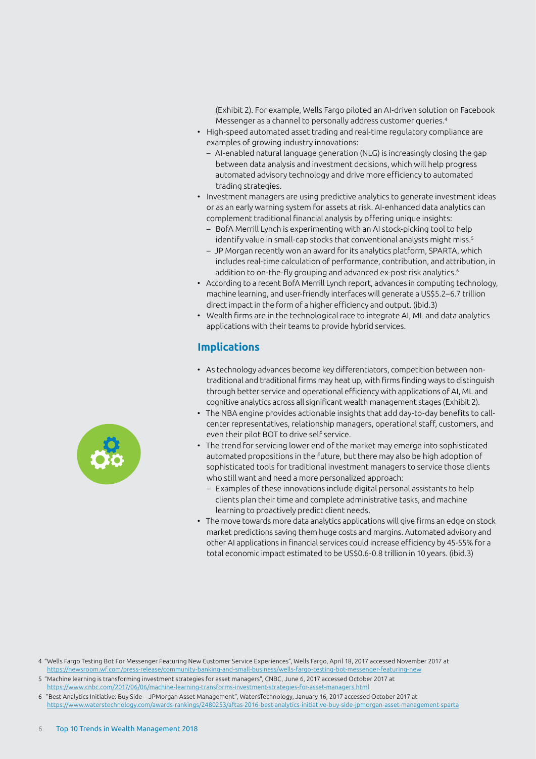(Exhibit 2). For example, Wells Fargo piloted an AI-driven solution on Facebook Messenger as a channel to personally address customer queries.[4]

- High-speed automated asset trading and real-time regulatory compliance are examples of growing industry innovations:
  - AI-enabled natural language generation (NLG) is increasingly closing the gap between data analysis and investment decisions, which will help progress automated advisory technology and drive more efficiency to automated trading strategies.
- Investment managers are using predictive analytics to generate investment ideas or as an early warning system for assets at risk. AI-enhanced data analytics can complement traditional financial analysis by offering unique insights:
  - BofA Merrill Lynch is experimenting with an AI stock-picking tool to help identify value in small-cap stocks that conventional analysts might miss.[5]
  - JP Morgan recently won an award for its analytics platform, SPARTA, which includes real-time calculation of performance, contribution, and attribution, in addition to on-the-fly grouping and advanced ex-post risk analytics.[6]
- According to a recent BofA Merrill Lynch report, advances in computing technology, machine learning, and user-friendly interfaces will generate a US$5.2–6.7 trillion direct impact in the form of a higher efficiency and output. (ibid.3)
- Wealth firms are in the technological race to integrate AI, ML and data analytics applications with their teams to provide hybrid services.

## Implications

- As technology advances become key differentiators, competition between non-traditional and traditional firms may heat up, with firms finding ways to distinguish through better service and operational efficiency with applications of AI, ML and cognitive analytics across all significant wealth management stages (Exhibit 2).
- The NBA engine provides actionable insights that add day-to-day benefits to call-center representatives, relationship managers, operational staff, customers, and even their pilot BOT to drive self service.
- The trend for servicing lower end of the market may emerge into sophisticated automated propositions in the future, but there may also be high adoption of sophisticated tools for traditional investment managers to service those clients who still want and need a more personalized approach:
  - Examples of these innovations include digital personal assistants to help clients plan their time and complete administrative tasks, and machine learning to proactively predict client needs.
- The move towards more data analytics applications will give firms an edge on stock market predictions saving them huge costs and margins. Automated advisory and other AI applications in financial services could increase efficiency by 45-55% for a total economic impact estimated to be US$0.6-0.8 trillion in 10 years. (ibid.3)

---

4 "Wells Fargo Testing Bot For Messenger Featuring New Customer Service Experiences", Wells Fargo, April 18, 2017 accessed November 2017 at https://newsroom.wf.com/press-release/community-banking-and-small-business/wells-fargo-testing-bot-messenger-featuring-new

5 "Machine learning is transforming investment strategies for asset managers", CNBC, June 6, 2017 accessed October 2017 at https://www.cnbc.com/2017/06/06/machine-learning-transforms-investment-strategies-for-asset-managers.html

6 "Best Analytics Initiative: Buy Side—JPMorgan Asset Management", WatersTechnology, January 16, 2017 accessed October 2017 at https://www.waterstechnology.com/awards-rankings/2480253/aftas-2016-best-analytics-initiative-buy-side-jpmorgan-asset-management-sparta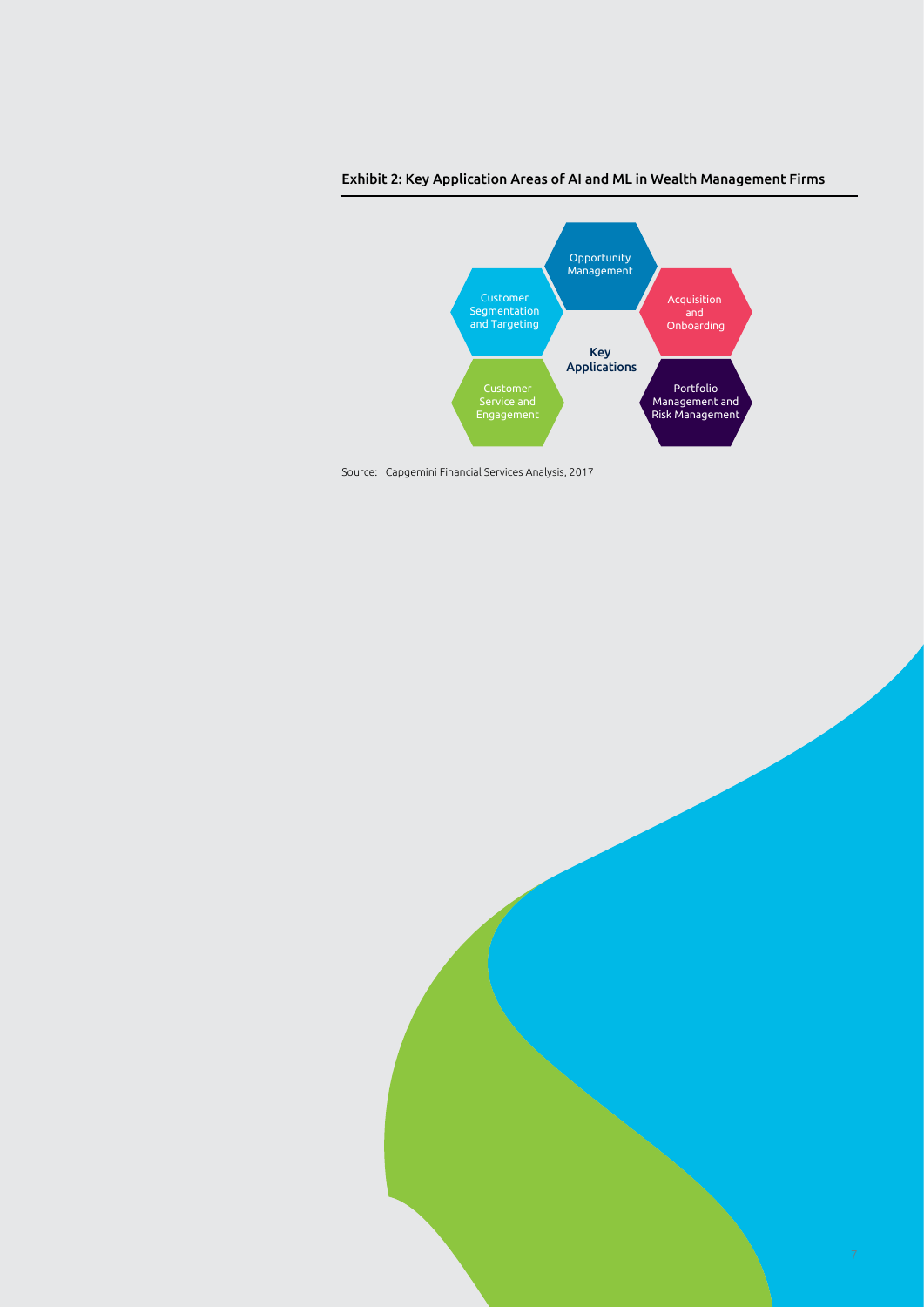Exhibit 2: Key Application Areas of AI and ML in Wealth Management Firms

Key Applications

- Opportunity Management
- Acquisition and Onboarding
- Portfolio Management and Risk Management
- Customer Service and Engagement
- Customer Segmentation and Targeting

Source: Capgemini Financial Services Analysis, 2017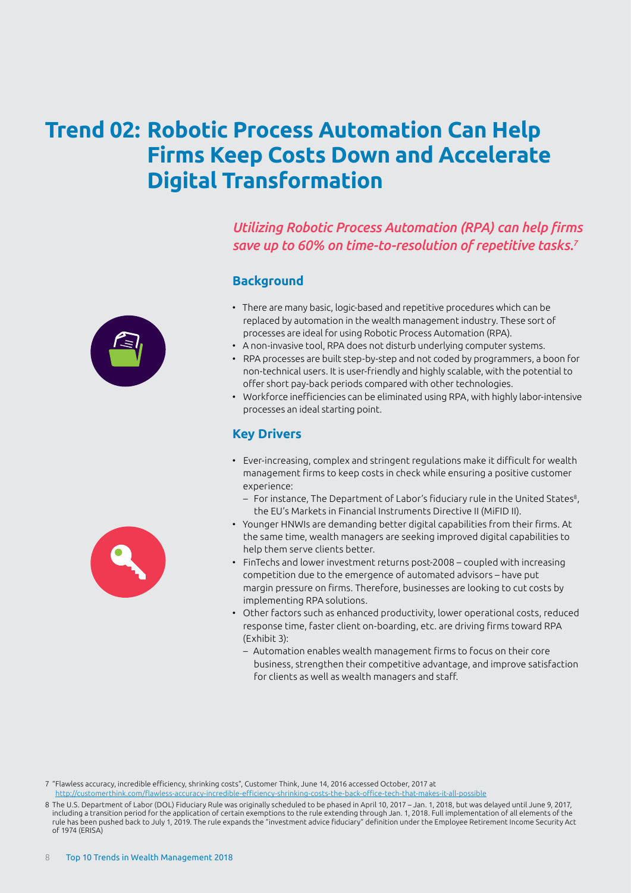# Trend 02: Robotic Process Automation Can Help Firms Keep Costs Down and Accelerate Digital Transformation

*Utilizing Robotic Process Automation (RPA) can help firms save up to 60% on time-to-resolution of repetitive tasks.*[7]

## Background

- There are many basic, logic-based and repetitive procedures which can be replaced by automation in the wealth management industry. These sort of processes are ideal for using Robotic Process Automation (RPA).
- A non-invasive tool, RPA does not disturb underlying computer systems.
- RPA processes are built step-by-step and not coded by programmers, a boon for non-technical users. It is user-friendly and highly scalable, with the potential to offer short pay-back periods compared with other technologies.
- Workforce inefficiencies can be eliminated using RPA, with highly labor-intensive processes an ideal starting point.

## Key Drivers

- Ever-increasing, complex and stringent regulations make it difficult for wealth management firms to keep costs in check while ensuring a positive customer experience:
  - For instance, The Department of Labor's fiduciary rule in the United States[8], the EU's Markets in Financial Instruments Directive II (MiFID II).
- Younger HNWIs are demanding better digital capabilities from their firms. At the same time, wealth managers are seeking improved digital capabilities to help them serve clients better.
- FinTechs and lower investment returns post-2008 – coupled with increasing competition due to the emergence of automated advisors – have put margin pressure on firms. Therefore, businesses are looking to cut costs by implementing RPA solutions.
- Other factors such as enhanced productivity, lower operational costs, reduced response time, faster client on-boarding, etc. are driving firms toward RPA (Exhibit 3):
  - Automation enables wealth management firms to focus on their core business, strengthen their competitive advantage, and improve satisfaction for clients as well as wealth managers and staff.

7 "Flawless accuracy, incredible efficiency, shrinking costs", Customer Think, June 14, 2016 accessed October, 2017 at http://customerthink.com/flawless-accuracy-incredible-efficiency-shrinking-costs-the-back-office-tech-that-makes-it-all-possible

8 The U.S. Department of Labor (DOL) Fiduciary Rule was originally scheduled to be phased in April 10, 2017 – Jan. 1, 2018, but was delayed until June 9, 2017, including a transition period for the application of certain exemptions to the rule extending through Jan. 1, 2018. Full implementation of all elements of the rule has been pushed back to July 1, 2019. The rule expands the "investment advice fiduciary" definition under the Employee Retirement Income Security Act of 1974 (ERISA)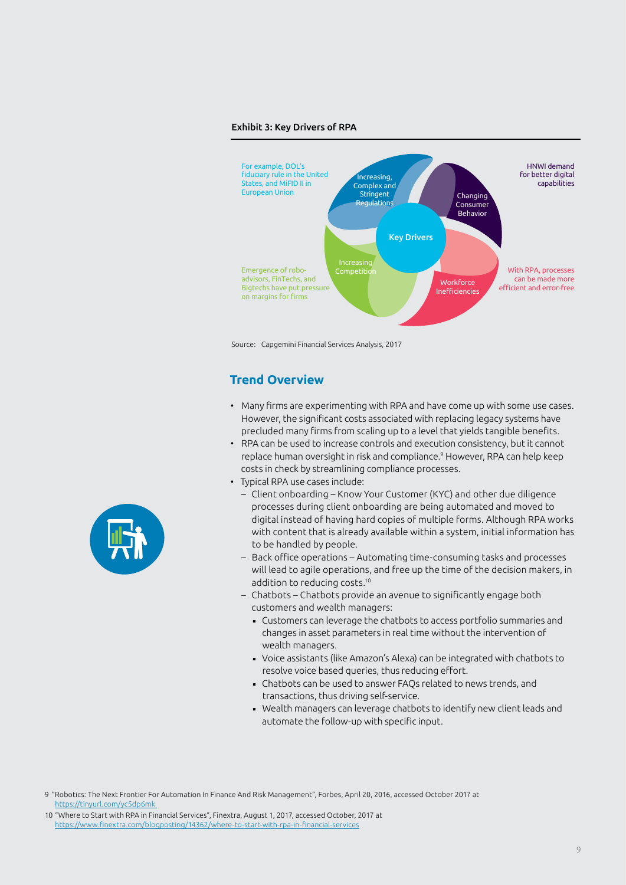**Exhibit 3: Key Drivers of RPA**

Key Drivers

- Increasing, Complex and Stringent Regulations — For example, DOL's fiduciary rule in the United States, and MiFID II in European Union
- Changing Consumer Behavior — HNWI demand for better digital capabilities
- Workforce Inefficiencies — With RPA, processes can be made more efficient and error-free
- Increasing Competition — Emergence of robo-advisors, FinTechs, and Bigtechs have put pressure on margins for firms

Source: Capgemini Financial Services Analysis, 2017

## Trend Overview

- Many firms are experimenting with RPA and have come up with some use cases. However, the significant costs associated with replacing legacy systems have precluded many firms from scaling up to a level that yields tangible benefits.
- RPA can be used to increase controls and execution consistency, but it cannot replace human oversight in risk and compliance.[9] However, RPA can help keep costs in check by streamlining compliance processes.
- Typical RPA use cases include:
  - Client onboarding – Know Your Customer (KYC) and other due diligence processes during client onboarding are being automated and moved to digital instead of having hard copies of multiple forms. Although RPA works with content that is already available within a system, initial information has to be handled by people.
  - Back office operations – Automating time-consuming tasks and processes will lead to agile operations, and free up the time of the decision makers, in addition to reducing costs.[10]
  - Chatbots – Chatbots provide an avenue to significantly engage both customers and wealth managers:
    - Customers can leverage the chatbots to access portfolio summaries and changes in asset parameters in real time without the intervention of wealth managers.
    - Voice assistants (like Amazon's Alexa) can be integrated with chatbots to resolve voice based queries, thus reducing effort.
    - Chatbots can be used to answer FAQs related to news trends, and transactions, thus driving self-service.
    - Wealth managers can leverage chatbots to identify new client leads and automate the follow-up with specific input.

9 "Robotics: The Next Frontier For Automation In Finance And Risk Management", Forbes, April 20, 2016, accessed October 2017 at https://tinyurl.com/yc5dp6mk

10 "Where to Start with RPA in Financial Services", Finextra, August 1, 2017, accessed October, 2017 at https://www.finextra.com/blogposting/14362/where-to-start-with-rpa-in-financial-services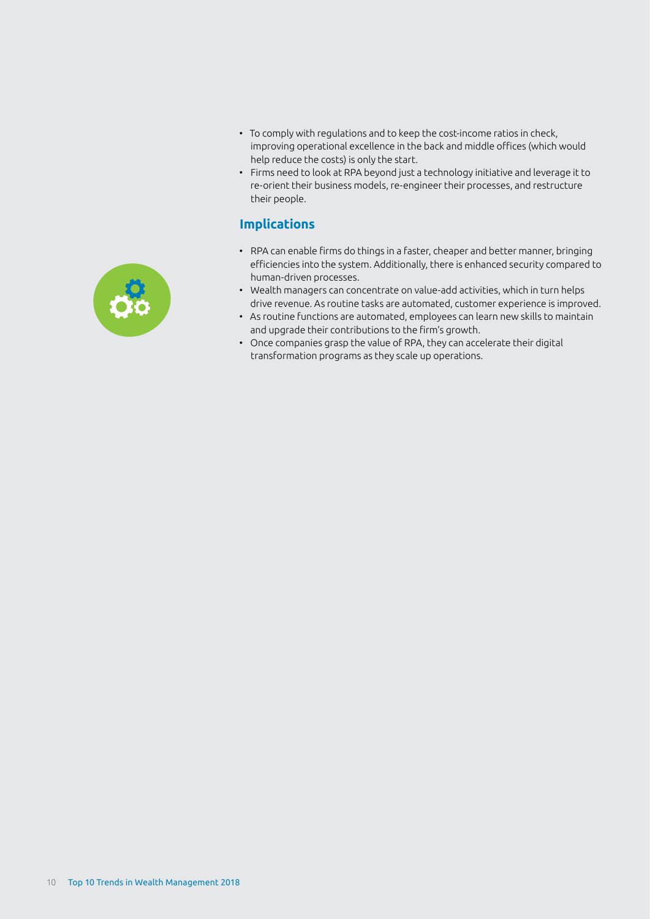- To comply with regulations and to keep the cost-income ratios in check, improving operational excellence in the back and middle offices (which would help reduce the costs) is only the start.
- Firms need to look at RPA beyond just a technology initiative and leverage it to re-orient their business models, re-engineer their processes, and restructure their people.

## Implications

- RPA can enable firms do things in a faster, cheaper and better manner, bringing efficiencies into the system. Additionally, there is enhanced security compared to human-driven processes.
- Wealth managers can concentrate on value-add activities, which in turn helps drive revenue. As routine tasks are automated, customer experience is improved.
- As routine functions are automated, employees can learn new skills to maintain and upgrade their contributions to the firm's growth.
- Once companies grasp the value of RPA, they can accelerate their digital transformation programs as they scale up operations.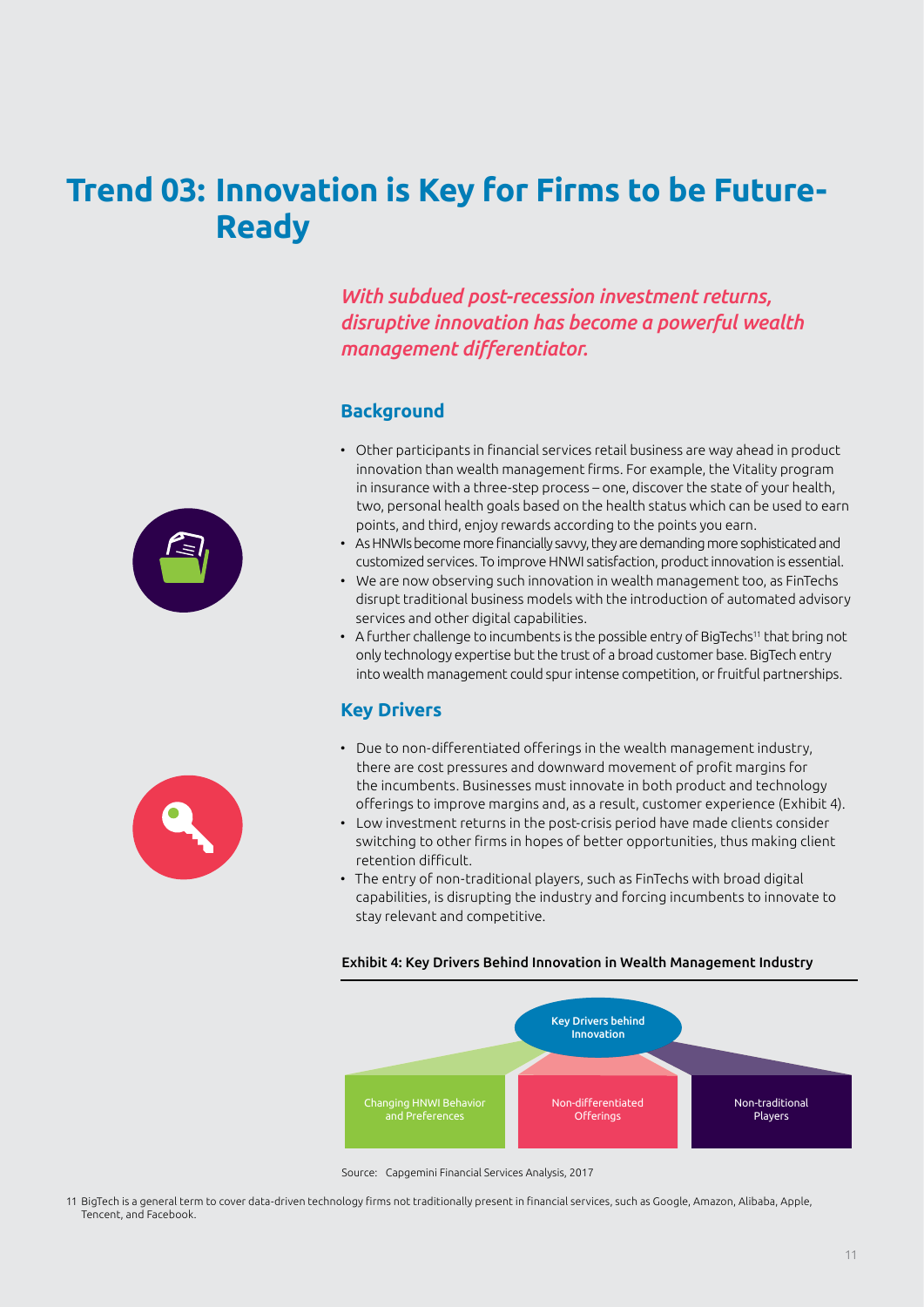# Trend 03: Innovation is Key for Firms to be Future-Ready

*With subdued post-recession investment returns, disruptive innovation has become a powerful wealth management differentiator.*

## Background

- Other participants in financial services retail business are way ahead in product innovation than wealth management firms. For example, the Vitality program in insurance with a three-step process – one, discover the state of your health, two, personal health goals based on the health status which can be used to earn points, and third, enjoy rewards according to the points you earn.
- As HNWIs become more financially savvy, they are demanding more sophisticated and customized services. To improve HNWI satisfaction, product innovation is essential.
- We are now observing such innovation in wealth management too, as FinTechs disrupt traditional business models with the introduction of automated advisory services and other digital capabilities.
- A further challenge to incumbents is the possible entry of BigTechs[11] that bring not only technology expertise but the trust of a broad customer base. BigTech entry into wealth management could spur intense competition, or fruitful partnerships.

## Key Drivers

- Due to non-differentiated offerings in the wealth management industry, there are cost pressures and downward movement of profit margins for the incumbents. Businesses must innovate in both product and technology offerings to improve margins and, as a result, customer experience (Exhibit 4).
- Low investment returns in the post-crisis period have made clients consider switching to other firms in hopes of better opportunities, thus making client retention difficult.
- The entry of non-traditional players, such as FinTechs with broad digital capabilities, is disrupting the industry and forcing incumbents to innovate to stay relevant and competitive.

**Exhibit 4: Key Drivers Behind Innovation in Wealth Management Industry**

Key Drivers behind Innovation

- Changing HNWI Behavior and Preferences
- Non-differentiated Offerings
- Non-traditional Players

Source: Capgemini Financial Services Analysis, 2017

11 BigTech is a general term to cover data-driven technology firms not traditionally present in financial services, such as Google, Amazon, Alibaba, Apple, Tencent, and Facebook.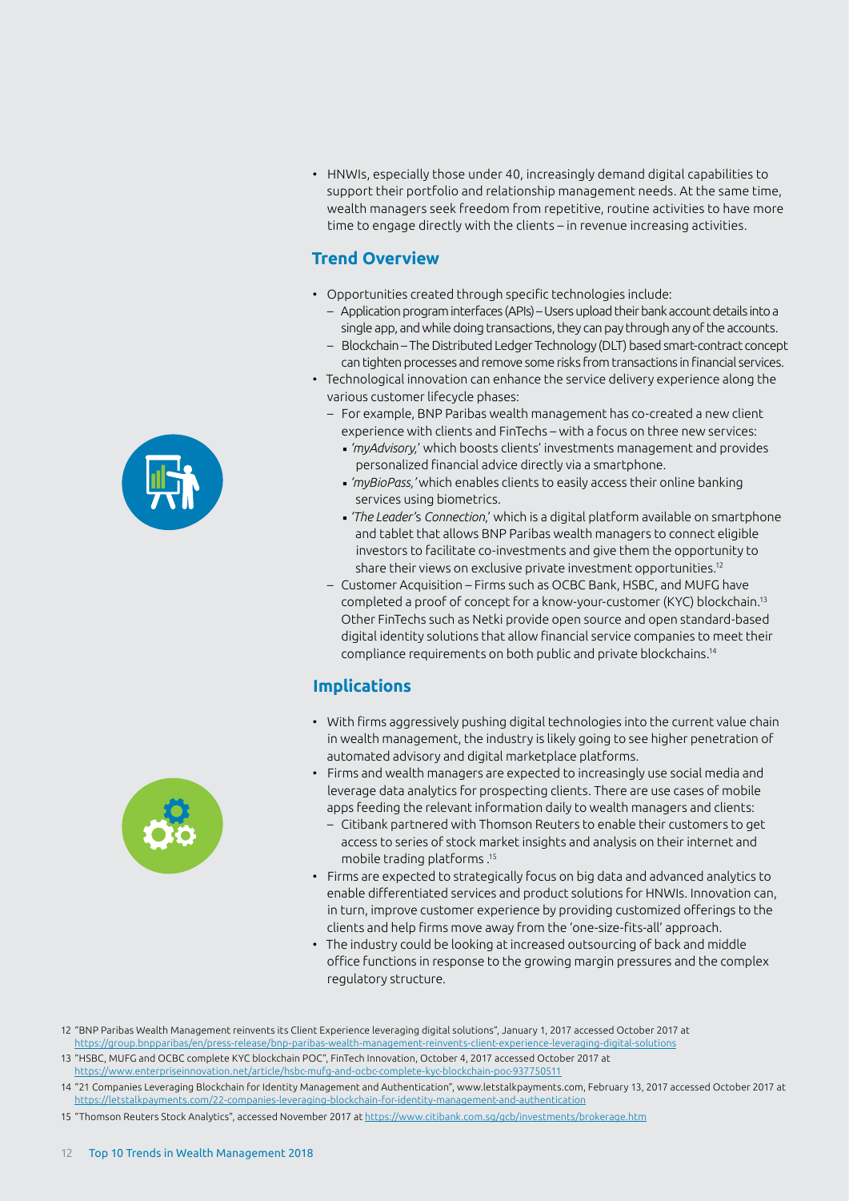- HNWIs, especially those under 40, increasingly demand digital capabilities to support their portfolio and relationship management needs. At the same time, wealth managers seek freedom from repetitive, routine activities to have more time to engage directly with the clients – in revenue increasing activities.

## Trend Overview

- Opportunities created through specific technologies include:
  - Application program interfaces (APIs) – Users upload their bank account details into a single app, and while doing transactions, they can pay through any of the accounts.
  - Blockchain – The Distributed Ledger Technology (DLT) based smart-contract concept can tighten processes and remove some risks from transactions in financial services.
- Technological innovation can enhance the service delivery experience along the various customer lifecycle phases:
  - For example, BNP Paribas wealth management has co-created a new client experience with clients and FinTechs – with a focus on three new services:
    - *'myAdvisory,'* which boosts clients' investments management and provides personalized financial advice directly via a smartphone.
    - *'myBioPass,'* which enables clients to easily access their online banking services using biometrics.
    - *'The Leader's Connection,'* which is a digital platform available on smartphone and tablet that allows BNP Paribas wealth managers to connect eligible investors to facilitate co-investments and give them the opportunity to share their views on exclusive private investment opportunities.[12]
  - Customer Acquisition – Firms such as OCBC Bank, HSBC, and MUFG have completed a proof of concept for a know-your-customer (KYC) blockchain.[13] Other FinTechs such as Netki provide open source and open standard-based digital identity solutions that allow financial service companies to meet their compliance requirements on both public and private blockchains.[14]

## Implications

- With firms aggressively pushing digital technologies into the current value chain in wealth management, the industry is likely going to see higher penetration of automated advisory and digital marketplace platforms.
- Firms and wealth managers are expected to increasingly use social media and leverage data analytics for prospecting clients. There are use cases of mobile apps feeding the relevant information daily to wealth managers and clients:
  - Citibank partnered with Thomson Reuters to enable their customers to get access to series of stock market insights and analysis on their internet and mobile trading platforms .[15]
- Firms are expected to strategically focus on big data and advanced analytics to enable differentiated services and product solutions for HNWIs. Innovation can, in turn, improve customer experience by providing customized offerings to the clients and help firms move away from the 'one-size-fits-all' approach.
- The industry could be looking at increased outsourcing of back and middle office functions in response to the growing margin pressures and the complex regulatory structure.

12 "BNP Paribas Wealth Management reinvents its Client Experience leveraging digital solutions", January 1, 2017 accessed October 2017 at https://group.bnpparibas/en/press-release/bnp-paribas-wealth-management-reinvents-client-experience-leveraging-digital-solutions

13 "HSBC, MUFG and OCBC complete KYC blockchain POC", FinTech Innovation, October 4, 2017 accessed October 2017 at https://www.enterpriseinnovation.net/article/hsbc-mufg-and-ocbc-complete-kyc-blockchain-poc-937750511

14 "21 Companies Leveraging Blockchain for Identity Management and Authentication", www.letstalkpayments.com, February 13, 2017 accessed October 2017 at https://letstalkpayments.com/22-companies-leveraging-blockchain-for-identity-management-and-authentication

15 "Thomson Reuters Stock Analytics", accessed November 2017 at https://www.citibank.com.sg/gcb/investments/brokerage.htm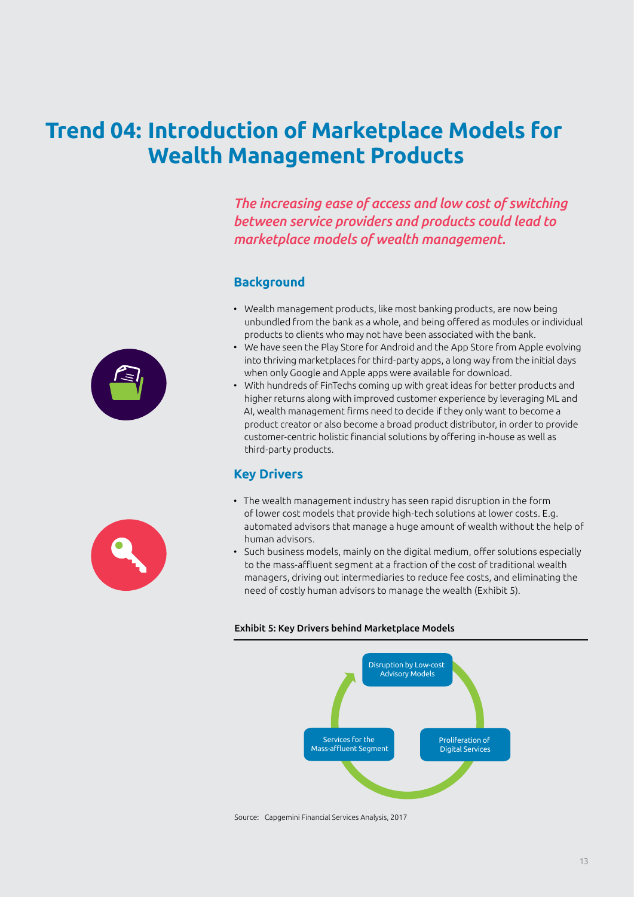# Trend 04: Introduction of Marketplace Models for Wealth Management Products

*The increasing ease of access and low cost of switching between service providers and products could lead to marketplace models of wealth management.*

## Background

- Wealth management products, like most banking products, are now being unbundled from the bank as a whole, and being offered as modules or individual products to clients who may not have been associated with the bank.
- We have seen the Play Store for Android and the App Store from Apple evolving into thriving marketplaces for third-party apps, a long way from the initial days when only Google and Apple apps were available for download.
- With hundreds of FinTechs coming up with great ideas for better products and higher returns along with improved customer experience by leveraging ML and AI, wealth management firms need to decide if they only want to become a product creator or also become a broad product distributor, in order to provide customer-centric holistic financial solutions by offering in-house as well as third-party products.

## Key Drivers

- The wealth management industry has seen rapid disruption in the form of lower cost models that provide high-tech solutions at lower costs. E.g. automated advisors that manage a huge amount of wealth without the help of human advisors.
- Such business models, mainly on the digital medium, offer solutions especially to the mass-affluent segment at a fraction of the cost of traditional wealth managers, driving out intermediaries to reduce fee costs, and eliminating the need of costly human advisors to manage the wealth (Exhibit 5).

**Exhibit 5: Key Drivers behind Marketplace Models**

- Disruption by Low-cost Advisory Models
- Proliferation of Digital Services
- Services for the Mass-affluent Segment

Source: Capgemini Financial Services Analysis, 2017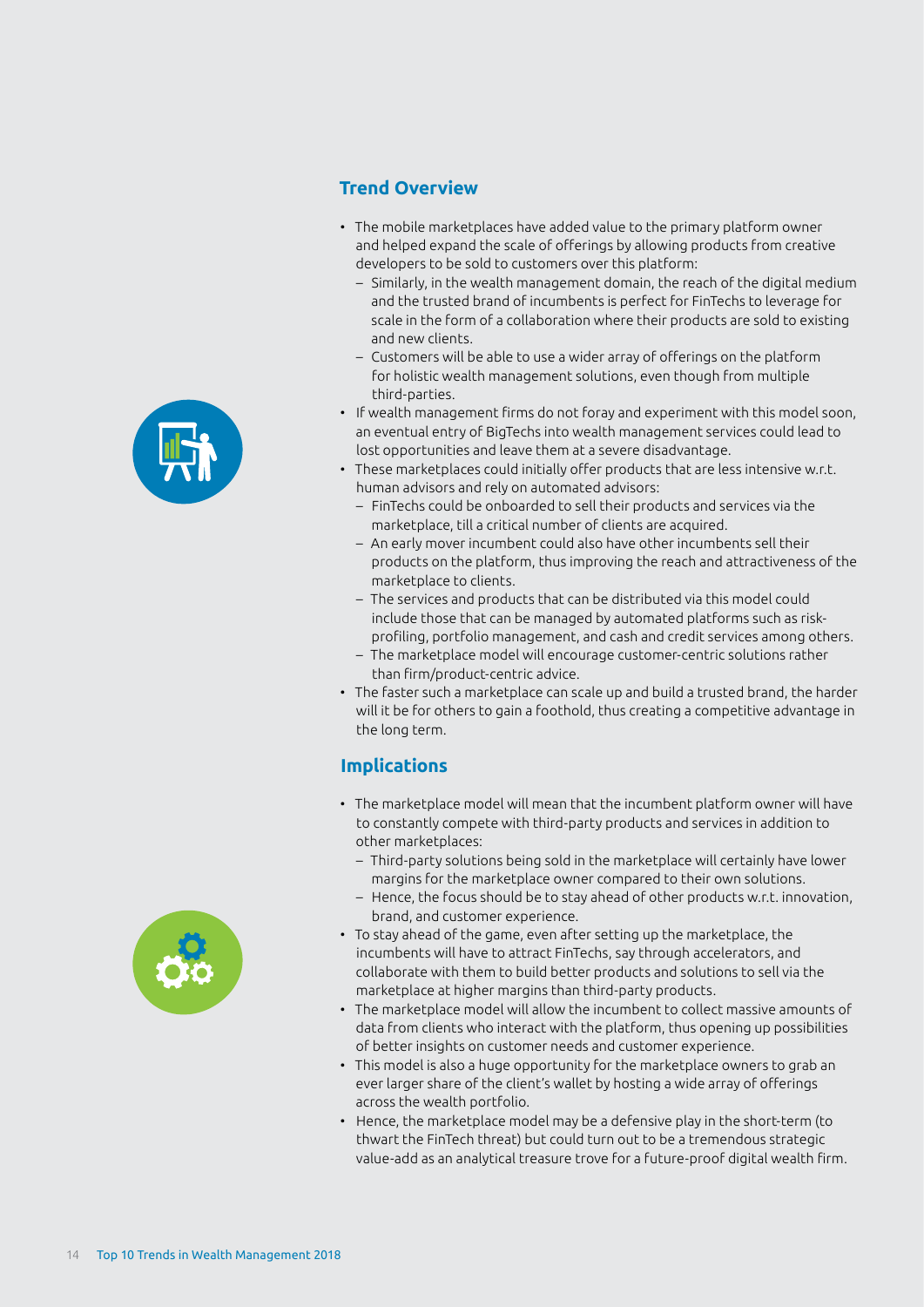## Trend Overview

- The mobile marketplaces have added value to the primary platform owner and helped expand the scale of offerings by allowing products from creative developers to be sold to customers over this platform:
  - Similarly, in the wealth management domain, the reach of the digital medium and the trusted brand of incumbents is perfect for FinTechs to leverage for scale in the form of a collaboration where their products are sold to existing and new clients.
  - Customers will be able to use a wider array of offerings on the platform for holistic wealth management solutions, even though from multiple third-parties.
- If wealth management firms do not foray and experiment with this model soon, an eventual entry of BigTechs into wealth management services could lead to lost opportunities and leave them at a severe disadvantage.
- These marketplaces could initially offer products that are less intensive w.r.t. human advisors and rely on automated advisors:
  - FinTechs could be onboarded to sell their products and services via the marketplace, till a critical number of clients are acquired.
  - An early mover incumbent could also have other incumbents sell their products on the platform, thus improving the reach and attractiveness of the marketplace to clients.
  - The services and products that can be distributed via this model could include those that can be managed by automated platforms such as risk-profiling, portfolio management, and cash and credit services among others.
  - The marketplace model will encourage customer-centric solutions rather than firm/product-centric advice.
- The faster such a marketplace can scale up and build a trusted brand, the harder will it be for others to gain a foothold, thus creating a competitive advantage in the long term.

## Implications

- The marketplace model will mean that the incumbent platform owner will have to constantly compete with third-party products and services in addition to other marketplaces:
  - Third-party solutions being sold in the marketplace will certainly have lower margins for the marketplace owner compared to their own solutions.
  - Hence, the focus should be to stay ahead of other products w.r.t. innovation, brand, and customer experience.
- To stay ahead of the game, even after setting up the marketplace, the incumbents will have to attract FinTechs, say through accelerators, and collaborate with them to build better products and solutions to sell via the marketplace at higher margins than third-party products.
- The marketplace model will allow the incumbent to collect massive amounts of data from clients who interact with the platform, thus opening up possibilities of better insights on customer needs and customer experience.
- This model is also a huge opportunity for the marketplace owners to grab an ever larger share of the client's wallet by hosting a wide array of offerings across the wealth portfolio.
- Hence, the marketplace model may be a defensive play in the short-term (to thwart the FinTech threat) but could turn out to be a tremendous strategic value-add as an analytical treasure trove for a future-proof digital wealth firm.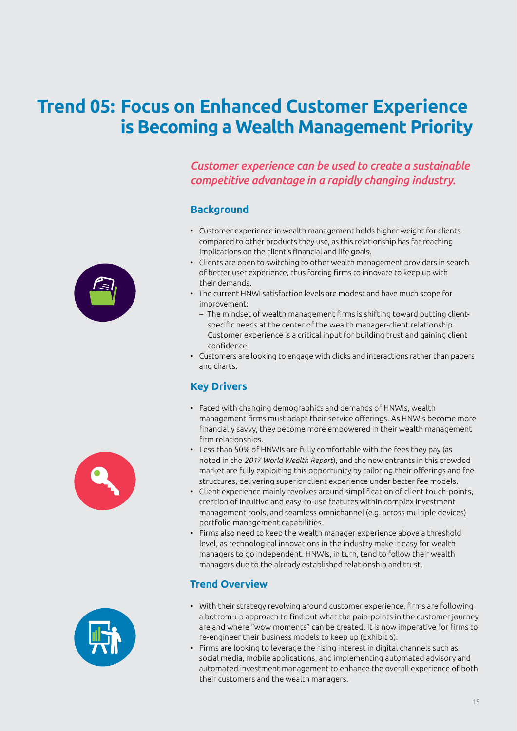# Trend 05: Focus on Enhanced Customer Experience is Becoming a Wealth Management Priority

*Customer experience can be used to create a sustainable competitive advantage in a rapidly changing industry.*

## Background

- Customer experience in wealth management holds higher weight for clients compared to other products they use, as this relationship has far-reaching implications on the client's financial and life goals.
- Clients are open to switching to other wealth management providers in search of better user experience, thus forcing firms to innovate to keep up with their demands.
- The current HNWI satisfaction levels are modest and have much scope for improvement:
  - The mindset of wealth management firms is shifting toward putting client-specific needs at the center of the wealth manager-client relationship. Customer experience is a critical input for building trust and gaining client confidence.
- Customers are looking to engage with clicks and interactions rather than papers and charts.

## Key Drivers

- Faced with changing demographics and demands of HNWIs, wealth management firms must adapt their service offerings. As HNWIs become more financially savvy, they become more empowered in their wealth management firm relationships.
- Less than 50% of HNWIs are fully comfortable with the fees they pay (as noted in the *2017 World Wealth Report*), and the new entrants in this crowded market are fully exploiting this opportunity by tailoring their offerings and fee structures, delivering superior client experience under better fee models.
- Client experience mainly revolves around simplification of client touch-points, creation of intuitive and easy-to-use features within complex investment management tools, and seamless omnichannel (e.g. across multiple devices) portfolio management capabilities.
- Firms also need to keep the wealth manager experience above a threshold level, as technological innovations in the industry make it easy for wealth managers to go independent. HNWIs, in turn, tend to follow their wealth managers due to the already established relationship and trust.

## Trend Overview

- With their strategy revolving around customer experience, firms are following a bottom-up approach to find out what the pain-points in the customer journey are and where "wow moments" can be created. It is now imperative for firms to re-engineer their business models to keep up (Exhibit 6).
- Firms are looking to leverage the rising interest in digital channels such as social media, mobile applications, and implementing automated advisory and automated investment management to enhance the overall experience of both their customers and the wealth managers.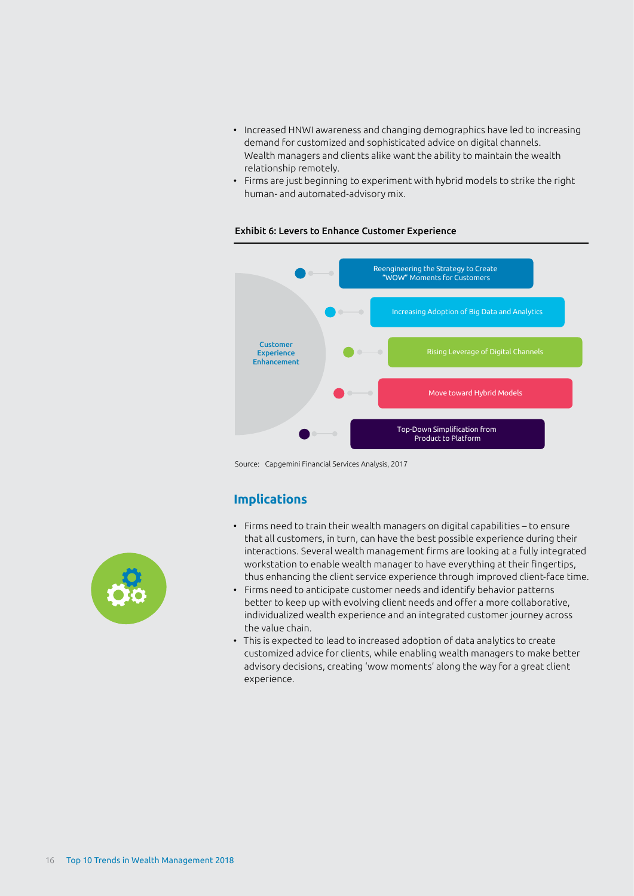- Increased HNWI awareness and changing demographics have led to increasing demand for customized and sophisticated advice on digital channels. Wealth managers and clients alike want the ability to maintain the wealth relationship remotely.
- Firms are just beginning to experiment with hybrid models to strike the right human- and automated-advisory mix.

**Exhibit 6: Levers to Enhance Customer Experience**

Customer Experience Enhancement

- Reengineering the Strategy to Create "WOW" Moments for Customers
- Increasing Adoption of Big Data and Analytics
- Rising Leverage of Digital Channels
- Move toward Hybrid Models
- Top-Down Simplification from Product to Platform

Source: Capgemini Financial Services Analysis, 2017

## Implications

- Firms need to train their wealth managers on digital capabilities – to ensure that all customers, in turn, can have the best possible experience during their interactions. Several wealth management firms are looking at a fully integrated workstation to enable wealth manager to have everything at their fingertips, thus enhancing the client service experience through improved client-face time.
- Firms need to anticipate customer needs and identify behavior patterns better to keep up with evolving client needs and offer a more collaborative, individualized wealth experience and an integrated customer journey across the value chain.
- This is expected to lead to increased adoption of data analytics to create customized advice for clients, while enabling wealth managers to make better advisory decisions, creating 'wow moments' along the way for a great client experience.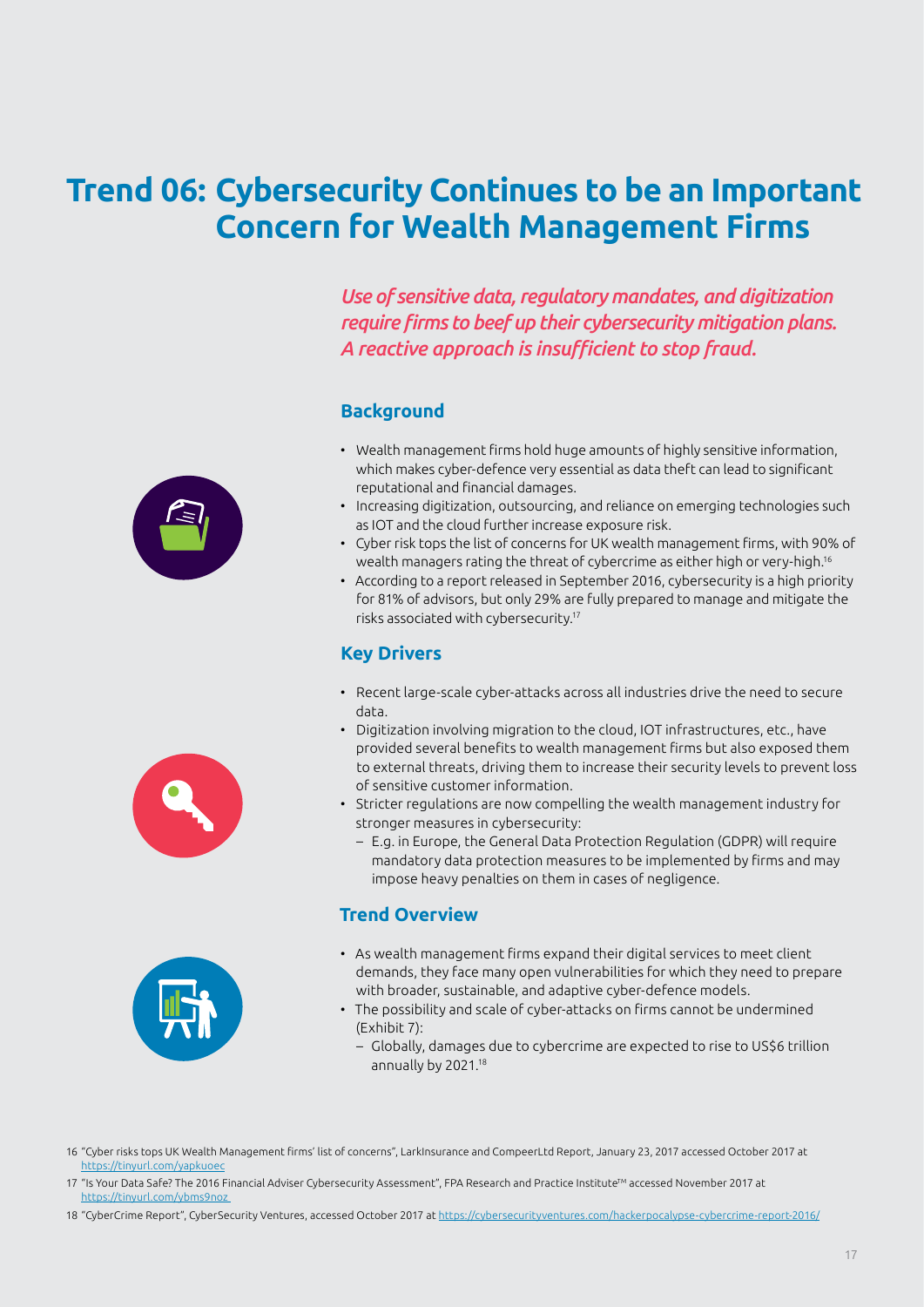# Trend 06: Cybersecurity Continues to be an Important Concern for Wealth Management Firms

*Use of sensitive data, regulatory mandates, and digitization require firms to beef up their cybersecurity mitigation plans. A reactive approach is insufficient to stop fraud.*

## Background

- Wealth management firms hold huge amounts of highly sensitive information, which makes cyber-defence very essential as data theft can lead to significant reputational and financial damages.
- Increasing digitization, outsourcing, and reliance on emerging technologies such as IOT and the cloud further increase exposure risk.
- Cyber risk tops the list of concerns for UK wealth management firms, with 90% of wealth managers rating the threat of cybercrime as either high or very-high.[16]
- According to a report released in September 2016, cybersecurity is a high priority for 81% of advisors, but only 29% are fully prepared to manage and mitigate the risks associated with cybersecurity.[17]

## Key Drivers

- Recent large-scale cyber-attacks across all industries drive the need to secure data.
- Digitization involving migration to the cloud, IOT infrastructures, etc., have provided several benefits to wealth management firms but also exposed them to external threats, driving them to increase their security levels to prevent loss of sensitive customer information.
- Stricter regulations are now compelling the wealth management industry for stronger measures in cybersecurity:
  - E.g. in Europe, the General Data Protection Regulation (GDPR) will require mandatory data protection measures to be implemented by firms and may impose heavy penalties on them in cases of negligence.

## Trend Overview

- As wealth management firms expand their digital services to meet client demands, they face many open vulnerabilities for which they need to prepare with broader, sustainable, and adaptive cyber-defence models.
- The possibility and scale of cyber-attacks on firms cannot be undermined (Exhibit 7):
  - Globally, damages due to cybercrime are expected to rise to US$6 trillion annually by 2021.[18]

16 "Cyber risks tops UK Wealth Management firms' list of concerns", LarkInsurance and CompeerLtd Report, January 23, 2017 accessed October 2017 at https://tinyurl.com/yapkuoec

17 "Is Your Data Safe? The 2016 Financial Adviser Cybersecurity Assessment", FPA Research and Practice Institute™ accessed November 2017 at https://tinyurl.com/ybms9noz

18 "CyberCrime Report", CyberSecurity Ventures, accessed October 2017 at https://cybersecurityventures.com/hackerpocalypse-cybercrime-report-2016/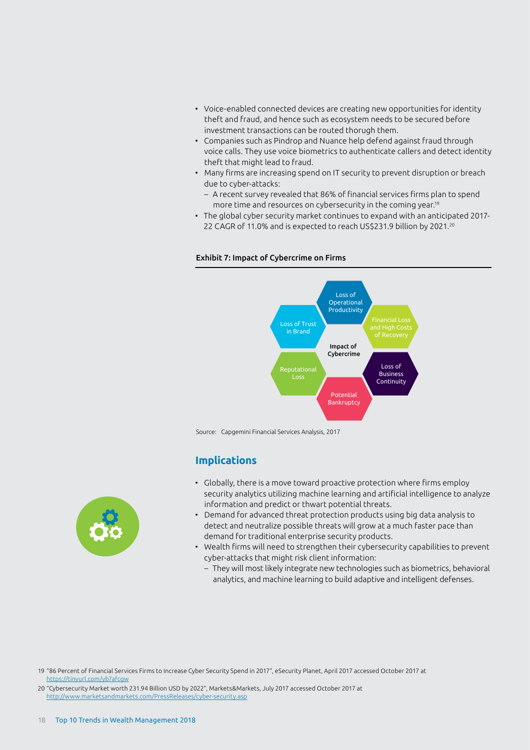- Voice-enabled connected devices are creating new opportunities for identity theft and fraud, and hence such as ecosystem needs to be secured before investment transactions can be routed thorugh them.
- Companies such as Pindrop and Nuance help defend against fraud through voice calls. They use voice biometrics to authenticate callers and detect identity theft that might lead to fraud.
- Many firms are increasing spend on IT security to prevent disruption or breach due to cyber-attacks:
  - A recent survey revealed that 86% of financial services firms plan to spend more time and resources on cybersecurity in the coming year.[19]
- The global cyber security market continues to expand with an anticipated 2017-22 CAGR of 11.0% and is expected to reach US$231.9 billion by 2021.[20]

**Exhibit 7: Impact of Cybercrime on Firms**

Impact of Cybercrime

- Loss of Operational Productivity
- Financial Loss and High Costs of Recovery
- Loss of Business Continuity
- Potential Bankruptcy
- Reputational Loss
- Loss of Trust in Brand

Source: Capgemini Financial Services Analysis, 2017

## Implications

- Globally, there is a move toward proactive protection where firms employ security analytics utilizing machine learning and artificial intelligence to analyze information and predict or thwart potential threats.
- Demand for advanced threat protection products using big data analysis to detect and neutralize possible threats will grow at a much faster pace than demand for traditional enterprise security products.
- Wealth firms will need to strengthen their cybersecurity capabilities to prevent cyber-attacks that might risk client information:
  - They will most likely integrate new technologies such as biometrics, behavioral analytics, and machine learning to build adaptive and intelligent defenses.

19 "86 Percent of Financial Services Firms to Increase Cyber Security Spend in 2017", eSecurity Planet, April 2017 accessed October 2017 at https://tinyurl.com/yb7afcgw

20 "Cybersecurity Market worth 231.94 Billion USD by 2022", Markets&Markets, July 2017 accessed October 2017 at http://www.marketsandmarkets.com/PressReleases/cyber-security.asp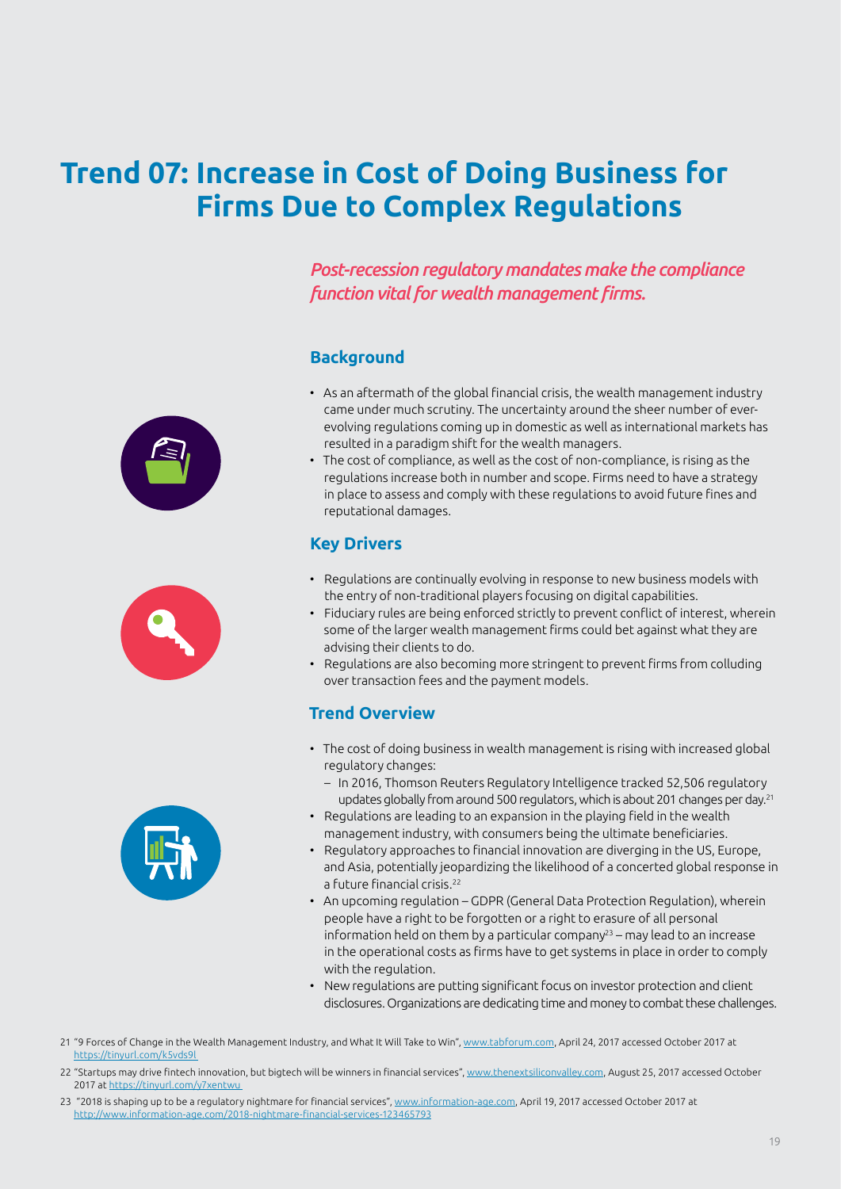# Trend 07: Increase in Cost of Doing Business for Firms Due to Complex Regulations

*Post-recession regulatory mandates make the compliance function vital for wealth management firms.*

## Background

- As an aftermath of the global financial crisis, the wealth management industry came under much scrutiny. The uncertainty around the sheer number of ever-evolving regulations coming up in domestic as well as international markets has resulted in a paradigm shift for the wealth managers.
- The cost of compliance, as well as the cost of non-compliance, is rising as the regulations increase both in number and scope. Firms need to have a strategy in place to assess and comply with these regulations to avoid future fines and reputational damages.

## Key Drivers

- Regulations are continually evolving in response to new business models with the entry of non-traditional players focusing on digital capabilities.
- Fiduciary rules are being enforced strictly to prevent conflict of interest, wherein some of the larger wealth management firms could bet against what they are advising their clients to do.
- Regulations are also becoming more stringent to prevent firms from colluding over transaction fees and the payment models.

## Trend Overview

- The cost of doing business in wealth management is rising with increased global regulatory changes:
  - In 2016, Thomson Reuters Regulatory Intelligence tracked 52,506 regulatory updates globally from around 500 regulators, which is about 201 changes per day.[21]
- Regulations are leading to an expansion in the playing field in the wealth management industry, with consumers being the ultimate beneficiaries.
- Regulatory approaches to financial innovation are diverging in the US, Europe, and Asia, potentially jeopardizing the likelihood of a concerted global response in a future financial crisis.[22]
- An upcoming regulation – GDPR (General Data Protection Regulation), wherein people have a right to be forgotten or a right to erasure of all personal information held on them by a particular company[23] – may lead to an increase in the operational costs as firms have to get systems in place in order to comply with the regulation.
- New regulations are putting significant focus on investor protection and client disclosures. Organizations are dedicating time and money to combat these challenges.

21 "9 Forces of Change in the Wealth Management Industry, and What It Will Take to Win", www.tabforum.com, April 24, 2017 accessed October 2017 at https://tinyurl.com/k5vds9l

22 "Startups may drive fintech innovation, but bigtech will be winners in financial services", www.thenextsiliconvalley.com, August 25, 2017 accessed October 2017 at https://tinyurl.com/y7xentwu

23 "2018 is shaping up to be a regulatory nightmare for financial services", www.information-age.com, April 19, 2017 accessed October 2017 at http://www.information-age.com/2018-nightmare-financial-services-123465793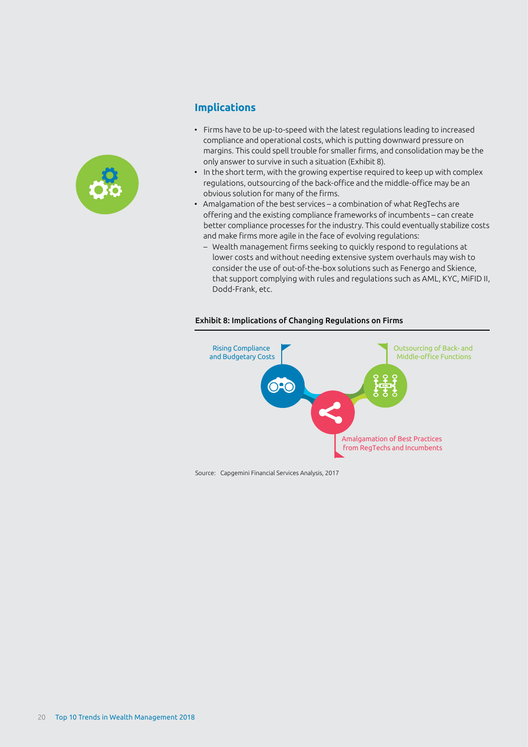## Implications

- Firms have to be up-to-speed with the latest regulations leading to increased compliance and operational costs, which is putting downward pressure on margins. This could spell trouble for smaller firms, and consolidation may be the only answer to survive in such a situation (Exhibit 8).
- In the short term, with the growing expertise required to keep up with complex regulations, outsourcing of the back-office and the middle-office may be an obvious solution for many of the firms.
- Amalgamation of the best services – a combination of what RegTechs are offering and the existing compliance frameworks of incumbents – can create better compliance processes for the industry. This could eventually stabilize costs and make firms more agile in the face of evolving regulations:
  - Wealth management firms seeking to quickly respond to regulations at lower costs and without needing extensive system overhauls may wish to consider the use of out-of-the-box solutions such as Fenergo and Skience, that support complying with rules and regulations such as AML, KYC, MiFID II, Dodd-Frank, etc.

**Exhibit 8: Implications of Changing Regulations on Firms**

Rising Compliance and Budgetary Costs

Outsourcing of Back- and Middle-office Functions

Amalgamation of Best Practices from RegTechs and Incumbents

Source: Capgemini Financial Services Analysis, 2017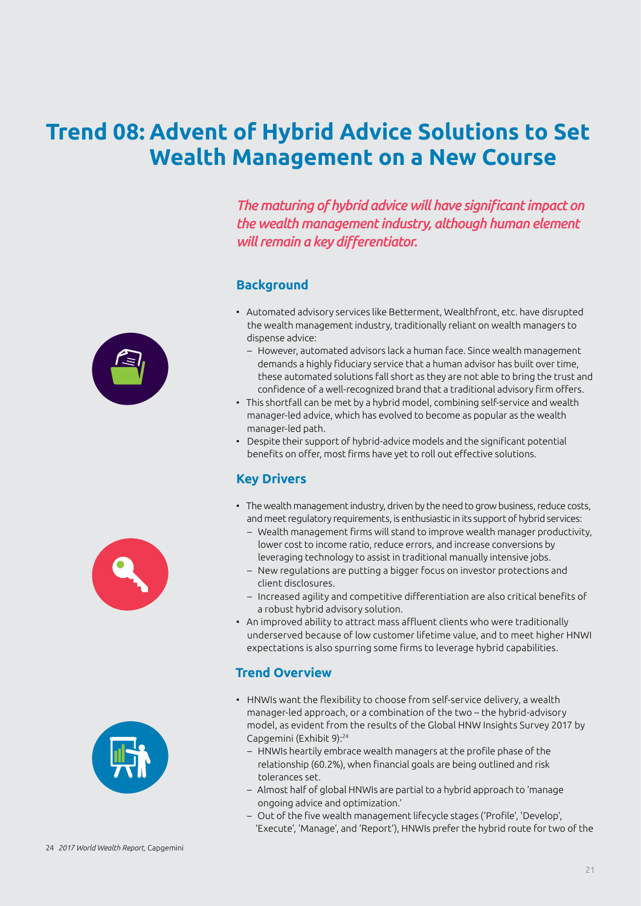# Trend 08: Advent of Hybrid Advice Solutions to Set Wealth Management on a New Course

*The maturing of hybrid advice will have significant impact on the wealth management industry, although human element will remain a key differentiator.*

## Background

- Automated advisory services like Betterment, Wealthfront, etc. have disrupted the wealth management industry, traditionally reliant on wealth managers to dispense advice:
  - However, automated advisors lack a human face. Since wealth management demands a highly fiduciary service that a human advisor has built over time, these automated solutions fall short as they are not able to bring the trust and confidence of a well-recognized brand that a traditional advisory firm offers.
- This shortfall can be met by a hybrid model, combining self-service and wealth manager-led advice, which has evolved to become as popular as the wealth manager-led path.
- Despite their support of hybrid-advice models and the significant potential benefits on offer, most firms have yet to roll out effective solutions.

## Key Drivers

- The wealth management industry, driven by the need to grow business, reduce costs, and meet regulatory requirements, is enthusiastic in its support of hybrid services:
  - Wealth management firms will stand to improve wealth manager productivity, lower cost to income ratio, reduce errors, and increase conversions by leveraging technology to assist in traditional manually intensive jobs.
  - New regulations are putting a bigger focus on investor protections and client disclosures.
  - Increased agility and competitive differentiation are also critical benefits of a robust hybrid advisory solution.
- An improved ability to attract mass affluent clients who were traditionally underserved because of low customer lifetime value, and to meet higher HNWI expectations is also spurring some firms to leverage hybrid capabilities.

## Trend Overview

- HNWIs want the flexibility to choose from self-service delivery, a wealth manager-led approach, or a combination of the two – the hybrid-advisory model, as evident from the results of the Global HNW Insights Survey 2017 by Capgemini (Exhibit 9):[24]
  - HNWIs heartily embrace wealth managers at the profile phase of the relationship (60.2%), when financial goals are being outlined and risk tolerances set.
  - Almost half of global HNWIs are partial to a hybrid approach to 'manage ongoing advice and optimization.'
  - Out of the five wealth management lifecycle stages ('Profile', 'Develop', 'Execute', 'Manage', and 'Report'), HNWIs prefer the hybrid route for two of the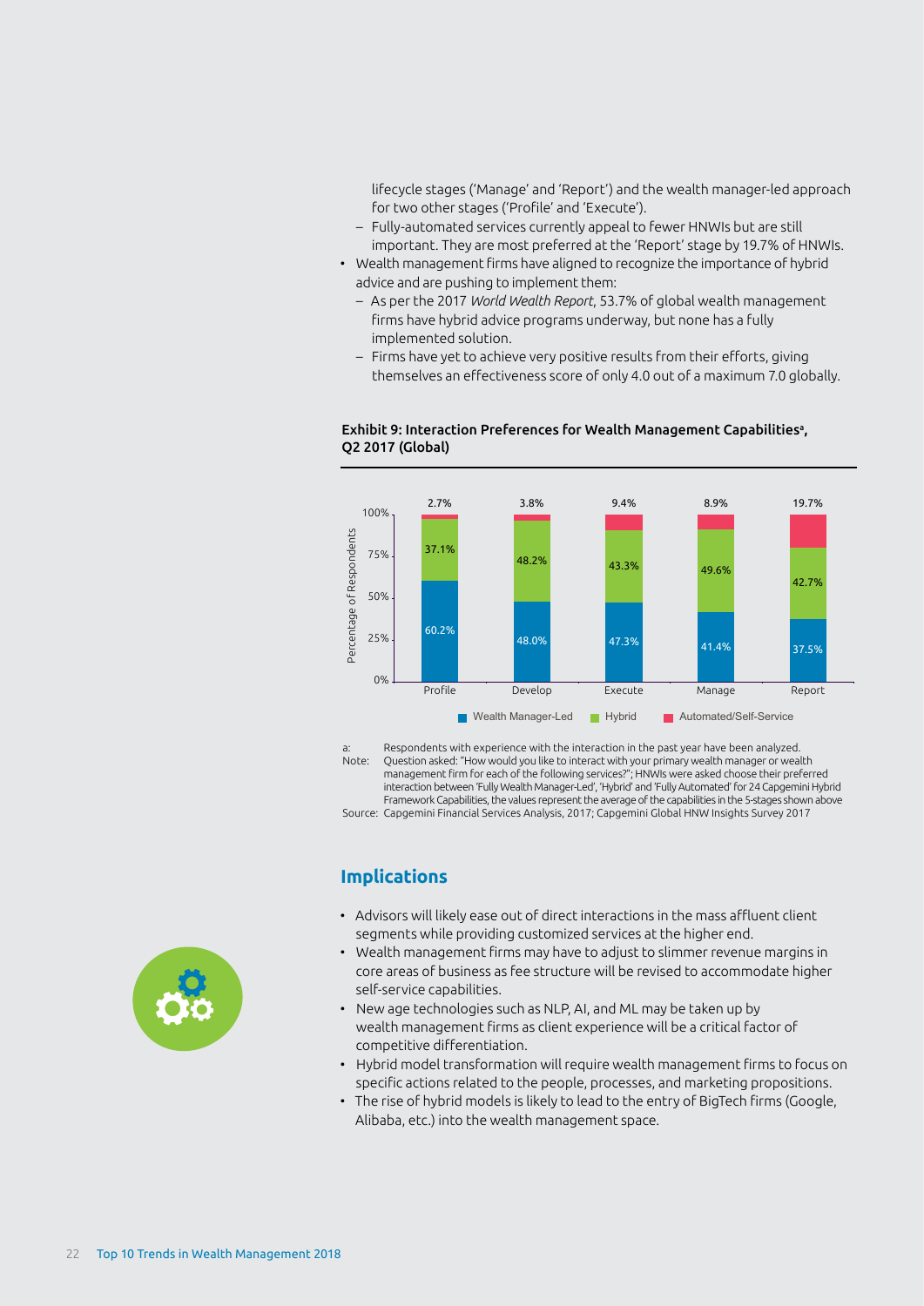lifecycle stages ('Manage' and 'Report') and the wealth manager-led approach for two other stages ('Profile' and 'Execute').
  - Fully-automated services currently appeal to fewer HNWIs but are still important. They are most preferred at the 'Report' stage by 19.7% of HNWIs.
- Wealth management firms have aligned to recognize the importance of hybrid advice and are pushing to implement them:
  - As per the 2017 *World Wealth Report*, 53.7% of global wealth management firms have hybrid advice programs underway, but none has a fully implemented solution.
  - Firms have yet to achieve very positive results from their efforts, giving themselves an effectiveness score of only 4.0 out of a maximum 7.0 globally.

**Exhibit 9: Interaction Preferences for Wealth Management Capabilities[a], Q2 2017 (Global)**

| Percentage of Respondents | Profile | Develop | Execute | Manage | Report |
|---|---|---|---|---|---|
| Wealth Manager-Led | 60.2% | 48.0% | 47.3% | 41.4% | 37.5% |
| Hybrid | 37.1% | 48.2% | 43.3% | 49.6% | 42.7% |
| Automated/Self-Service | 2.7% | 3.8% | 9.4% | 8.9% | 19.7% |

a: Respondents with experience with the interaction in the past year have been analyzed.

Note: Question asked: "How would you like to interact with your primary wealth manager or wealth management firm for each of the following services?"; HNWIs were asked choose their preferred interaction between 'Fully Wealth Manager-Led', 'Hybrid' and 'Fully Automated' for 24 Capgemini Hybrid Framework Capabilities, the values represent the average of the capabilities in the 5-stages shown above

Source: Capgemini Financial Services Analysis, 2017; Capgemini Global HNW Insights Survey 2017

## Implications

- Advisors will likely ease out of direct interactions in the mass affluent client segments while providing customized services at the higher end.
- Wealth management firms may have to adjust to slimmer revenue margins in core areas of business as fee structure will be revised to accommodate higher self-service capabilities.
- New age technologies such as NLP, AI, and ML may be taken up by wealth management firms as client experience will be a critical factor of competitive differentiation.
- Hybrid model transformation will require wealth management firms to focus on specific actions related to the people, processes, and marketing propositions.
- The rise of hybrid models is likely to lead to the entry of BigTech firms (Google, Alibaba, etc.) into the wealth management space.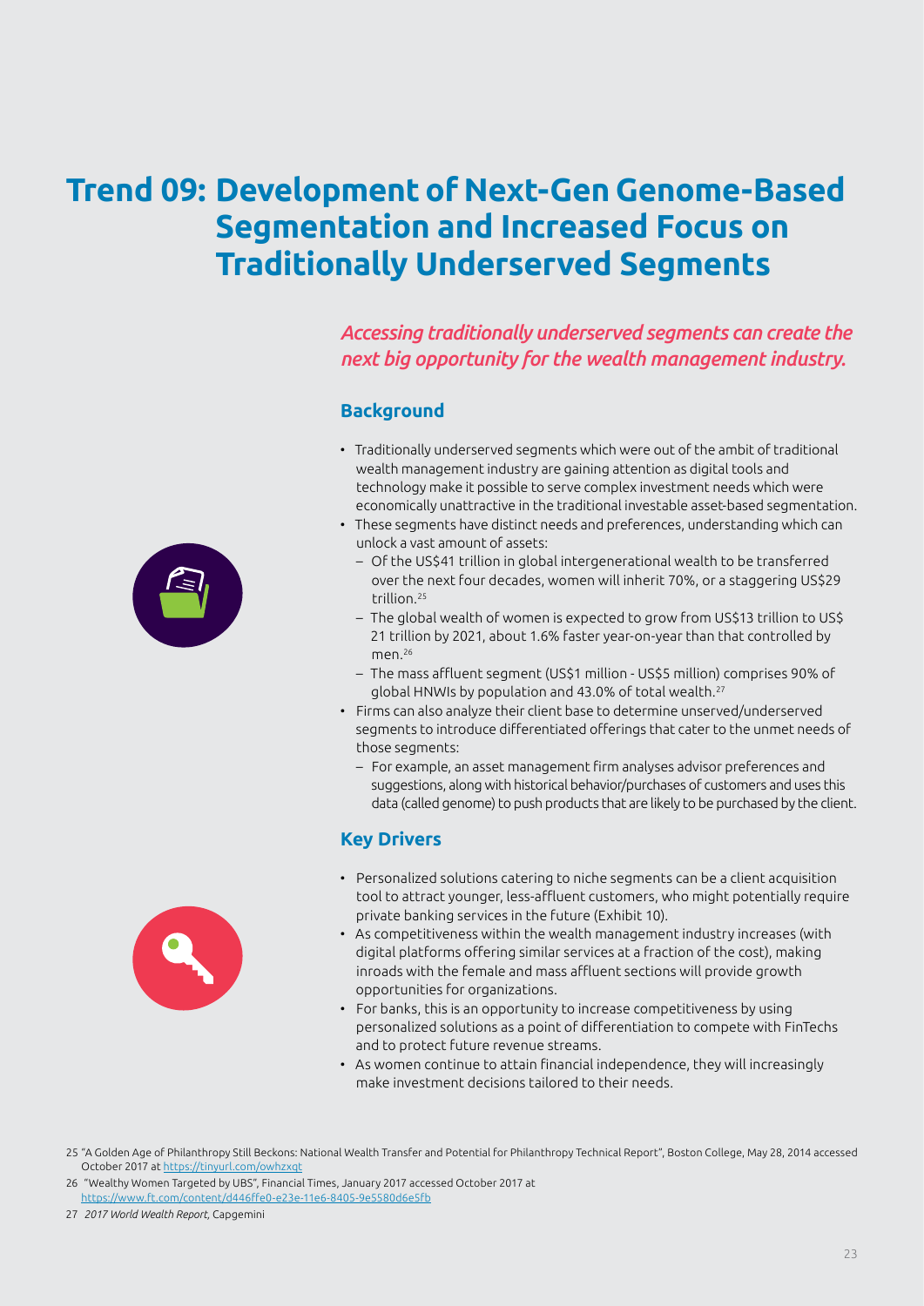# Trend 09: Development of Next-Gen Genome-Based Segmentation and Increased Focus on Traditionally Underserved Segments

*Accessing traditionally underserved segments can create the next big opportunity for the wealth management industry.*

## Background

- Traditionally underserved segments which were out of the ambit of traditional wealth management industry are gaining attention as digital tools and technology make it possible to serve complex investment needs which were economically unattractive in the traditional investable asset-based segmentation.
- These segments have distinct needs and preferences, understanding which can unlock a vast amount of assets:
  - Of the US$41 trillion in global intergenerational wealth to be transferred over the next four decades, women will inherit 70%, or a staggering US$29 trillion.[25]
  - The global wealth of women is expected to grow from US$13 trillion to US$ 21 trillion by 2021, about 1.6% faster year-on-year than that controlled by men.[26]
  - The mass affluent segment (US$1 million - US$5 million) comprises 90% of global HNWIs by population and 43.0% of total wealth.[27]
- Firms can also analyze their client base to determine unserved/underserved segments to introduce differentiated offerings that cater to the unmet needs of those segments:
  - For example, an asset management firm analyses advisor preferences and suggestions, along with historical behavior/purchases of customers and uses this data (called genome) to push products that are likely to be purchased by the client.

## Key Drivers

- Personalized solutions catering to niche segments can be a client acquisition tool to attract younger, less-affluent customers, who might potentially require private banking services in the future (Exhibit 10).
- As competitiveness within the wealth management industry increases (with digital platforms offering similar services at a fraction of the cost), making inroads with the female and mass affluent sections will provide growth opportunities for organizations.
- For banks, this is an opportunity to increase competitiveness by using personalized solutions as a point of differentiation to compete with FinTechs and to protect future revenue streams.
- As women continue to attain financial independence, they will increasingly make investment decisions tailored to their needs.

25 "A Golden Age of Philanthropy Still Beckons: National Wealth Transfer and Potential for Philanthropy Technical Report", Boston College, May 28, 2014 accessed October 2017 at https://tinyurl.com/owhzxqt

26 "Wealthy Women Targeted by UBS", Financial Times, January 2017 accessed October 2017 at https://www.ft.com/content/d446ffe0-e23e-11e6-8405-9e5580d6e5fb

27 *2017 World Wealth Report,* Capgemini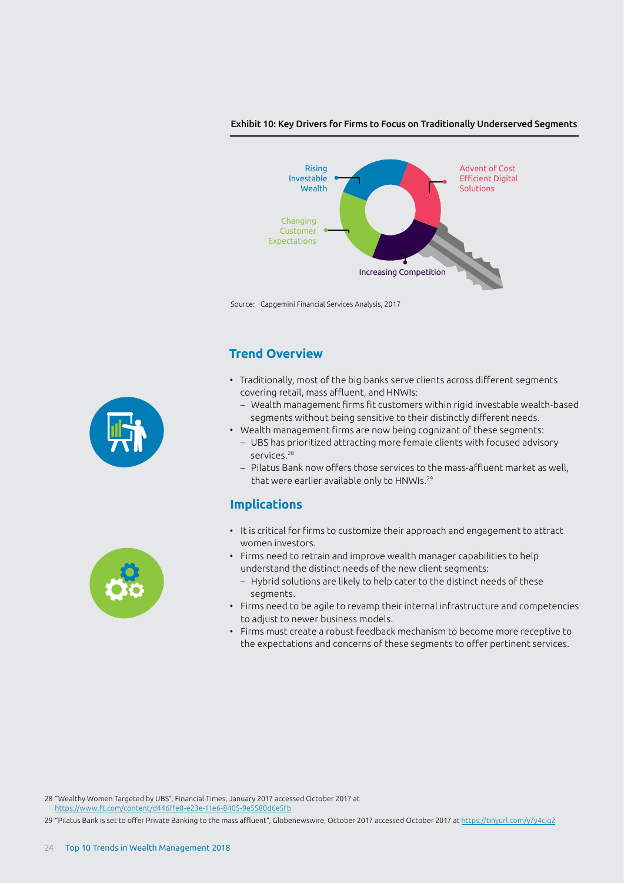Exhibit 10: Key Drivers for Firms to Focus on Traditionally Underserved Segments

Rising Investable Wealth

Advent of Cost Efficient Digital Solutions

Changing Customer Expectations

Increasing Competition

Source: Capgemini Financial Services Analysis, 2017

## Trend Overview

- Traditionally, most of the big banks serve clients across different segments covering retail, mass affluent, and HNWIs:
  - Wealth management firms fit customers within rigid investable wealth-based segments without being sensitive to their distinctly different needs.
- Wealth management firms are now being cognizant of these segments:
  - UBS has prioritized attracting more female clients with focused advisory services.[28]
  - Pilatus Bank now offers those services to the mass-affluent market as well, that were earlier available only to HNWIs.[29]

## Implications

- It is critical for firms to customize their approach and engagement to attract women investors.
- Firms need to retrain and improve wealth manager capabilities to help understand the distinct needs of the new client segments:
  - Hybrid solutions are likely to help cater to the distinct needs of these segments.
- Firms need to be agile to revamp their internal infrastructure and competencies to adjust to newer business models.
- Firms must create a robust feedback mechanism to become more receptive to the expectations and concerns of these segments to offer pertinent services.

28 "Wealthy Women Targeted by UBS", Financial Times, January 2017 accessed October 2017 at https://www.ft.com/content/d446ffe0-e23e-11e6-8405-9e5580d6e5fb

29 "Pilatus Bank is set to offer Private Banking to the mass affluent", Globenewswire, October 2017 accessed October 2017 at https://tinyurl.com/y7y4cjq2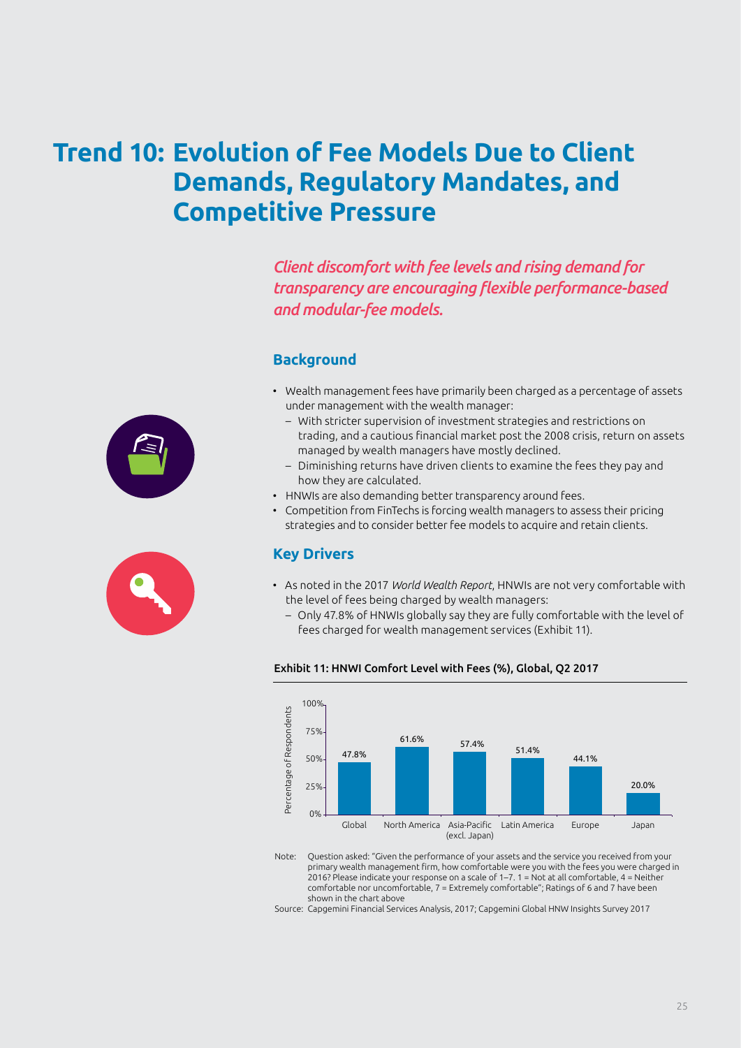# Trend 10: Evolution of Fee Models Due to Client Demands, Regulatory Mandates, and Competitive Pressure

*Client discomfort with fee levels and rising demand for transparency are encouraging flexible performance-based and modular-fee models.*

## Background

- Wealth management fees have primarily been charged as a percentage of assets under management with the wealth manager:
  - With stricter supervision of investment strategies and restrictions on trading, and a cautious financial market post the 2008 crisis, return on assets managed by wealth managers have mostly declined.
  - Diminishing returns have driven clients to examine the fees they pay and how they are calculated.
- HNWIs are also demanding better transparency around fees.
- Competition from FinTechs is forcing wealth managers to assess their pricing strategies and to consider better fee models to acquire and retain clients.

## Key Drivers

- As noted in the 2017 *World Wealth Report*, HNWIs are not very comfortable with the level of fees being charged by wealth managers:
  - Only 47.8% of HNWIs globally say they are fully comfortable with the level of fees charged for wealth management services (Exhibit 11).

**Exhibit 11: HNWI Comfort Level with Fees (%), Global, Q2 2017**

| Region | Percentage of Respondents |
|---|---|
| Global | 47.8% |
| North America | 61.6% |
| Asia-Pacific (excl. Japan) | 57.4% |
| Latin America | 51.4% |
| Europe | 44.1% |
| Japan | 20.0% |

Note: Question asked: "Given the performance of your assets and the service you received from your primary wealth management firm, how comfortable were you with the fees you were charged in 2016? Please indicate your response on a scale of 1–7. 1 = Not at all comfortable, 4 = Neither comfortable nor uncomfortable, 7 = Extremely comfortable"; Ratings of 6 and 7 have been shown in the chart above

Source: Capgemini Financial Services Analysis, 2017; Capgemini Global HNW Insights Survey 2017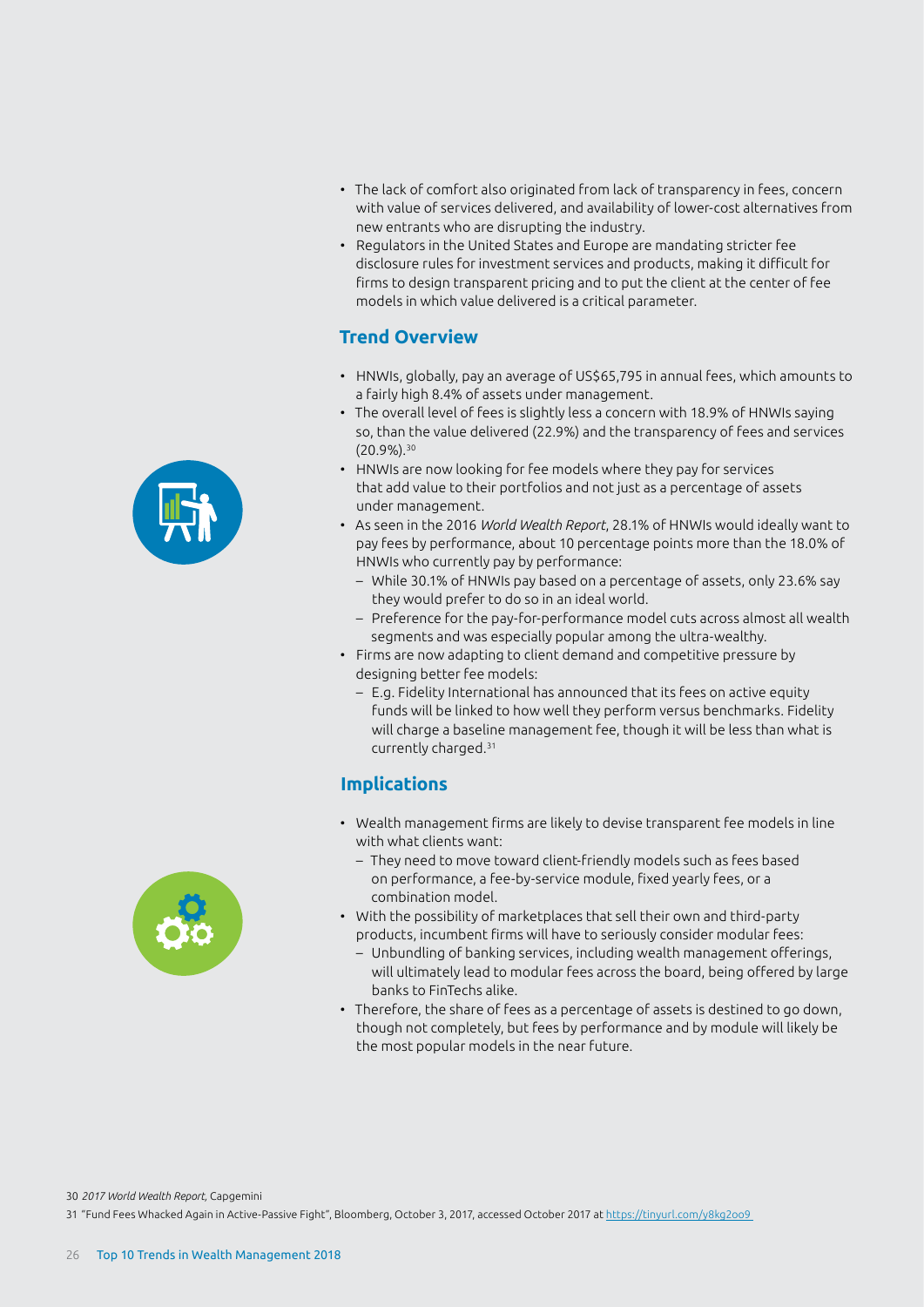- The lack of comfort also originated from lack of transparency in fees, concern with value of services delivered, and availability of lower-cost alternatives from new entrants who are disrupting the industry.
- Regulators in the United States and Europe are mandating stricter fee disclosure rules for investment services and products, making it difficult for firms to design transparent pricing and to put the client at the center of fee models in which value delivered is a critical parameter.

## Trend Overview

- HNWIs, globally, pay an average of US$65,795 in annual fees, which amounts to a fairly high 8.4% of assets under management.
- The overall level of fees is slightly less a concern with 18.9% of HNWIs saying so, than the value delivered (22.9%) and the transparency of fees and services (20.9%).[30]
- HNWIs are now looking for fee models where they pay for services that add value to their portfolios and not just as a percentage of assets under management.
- As seen in the 2016 *World Wealth Report*, 28.1% of HNWIs would ideally want to pay fees by performance, about 10 percentage points more than the 18.0% of HNWIs who currently pay by performance:
  - While 30.1% of HNWIs pay based on a percentage of assets, only 23.6% say they would prefer to do so in an ideal world.
  - Preference for the pay-for-performance model cuts across almost all wealth segments and was especially popular among the ultra-wealthy.
- Firms are now adapting to client demand and competitive pressure by designing better fee models:
  - E.g. Fidelity International has announced that its fees on active equity funds will be linked to how well they perform versus benchmarks. Fidelity will charge a baseline management fee, though it will be less than what is currently charged.[31]

## Implications

- Wealth management firms are likely to devise transparent fee models in line with what clients want:
  - They need to move toward client-friendly models such as fees based on performance, a fee-by-service module, fixed yearly fees, or a combination model.
- With the possibility of marketplaces that sell their own and third-party products, incumbent firms will have to seriously consider modular fees:
  - Unbundling of banking services, including wealth management offerings, will ultimately lead to modular fees across the board, being offered by large banks to FinTechs alike.
- Therefore, the share of fees as a percentage of assets is destined to go down, though not completely, but fees by performance and by module will likely be the most popular models in the near future.

30 *2017 World Wealth Report*, Capgemini

31 "Fund Fees Whacked Again in Active-Passive Fight", Bloomberg, October 3, 2017, accessed October 2017 at https://tinyurl.com/y8kg2oo9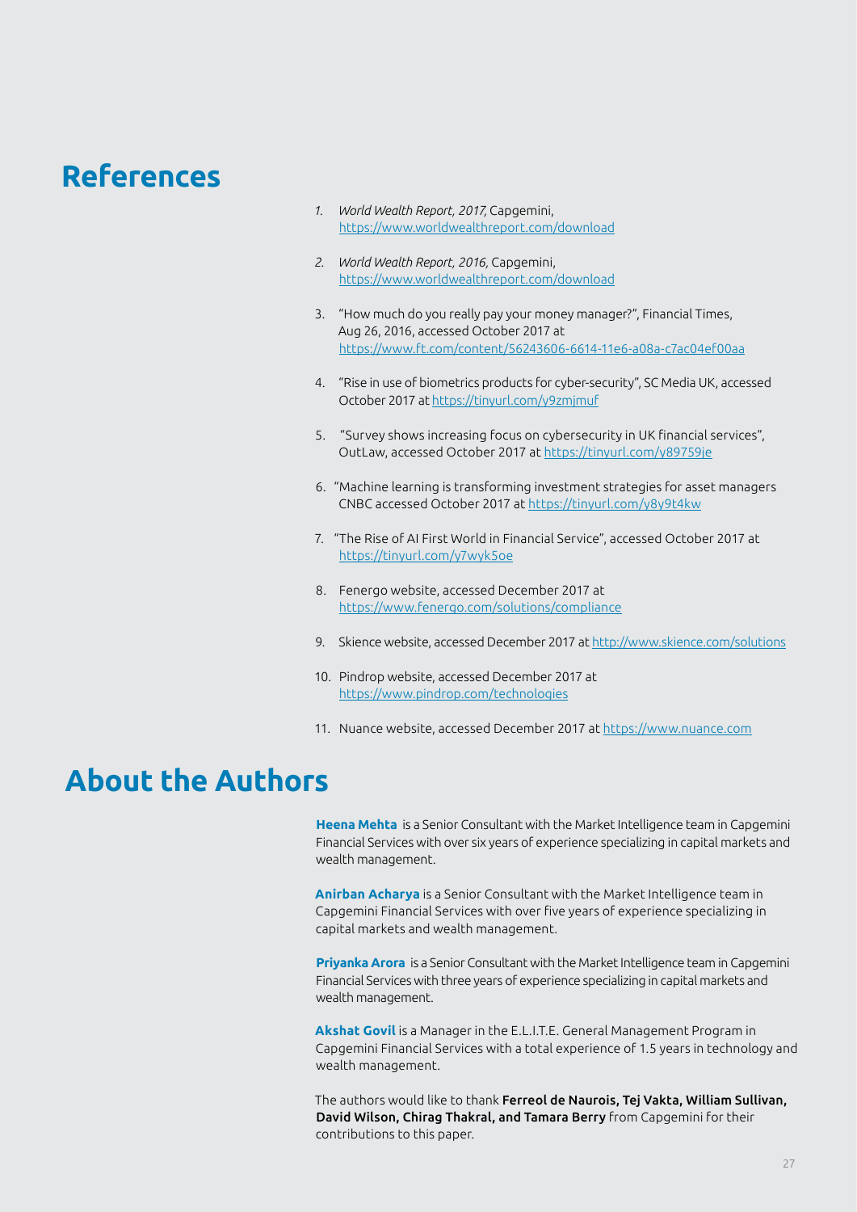# References

1. *World Wealth Report, 2017,* Capgemini, https://www.worldwealthreport.com/download

2. *World Wealth Report, 2016,* Capgemini, https://www.worldwealthreport.com/download

3. "How much do you really pay your money manager?", Financial Times, Aug 26, 2016, accessed October 2017 at https://www.ft.com/content/56243606-6614-11e6-a08a-c7ac04ef00aa

4. "Rise in use of biometrics products for cyber-security", SC Media UK, accessed October 2017 at https://tinyurl.com/y9zmjmuf

5. "Survey shows increasing focus on cybersecurity in UK financial services", OutLaw, accessed October 2017 at https://tinyurl.com/y89759je

6. "Machine learning is transforming investment strategies for asset managers CNBC accessed October 2017 at https://tinyurl.com/y8y9t4kw

7. "The Rise of AI First World in Financial Service", accessed October 2017 at https://tinyurl.com/y7wyk5oe

8. Fenergo website, accessed December 2017 at https://www.fenergo.com/solutions/compliance

9. Skience website, accessed December 2017 at http://www.skience.com/solutions

10. Pindrop website, accessed December 2017 at https://www.pindrop.com/technologies

11. Nuance website, accessed December 2017 at https://www.nuance.com

# About the Authors

**Heena Mehta** is a Senior Consultant with the Market Intelligence team in Capgemini Financial Services with over six years of experience specializing in capital markets and wealth management.

**Anirban Acharya** is a Senior Consultant with the Market Intelligence team in Capgemini Financial Services with over five years of experience specializing in capital markets and wealth management.

**Priyanka Arora** is a Senior Consultant with the Market Intelligence team in Capgemini Financial Services with three years of experience specializing in capital markets and wealth management.

**Akshat Govil** is a Manager in the E.L.I.T.E. General Management Program in Capgemini Financial Services with a total experience of 1.5 years in technology and wealth management.

The authors would like to thank **Ferreol de Naurois, Tej Vakta, William Sullivan, David Wilson, Chirag Thakral, and Tamara Berry** from Capgemini for their contributions to this paper.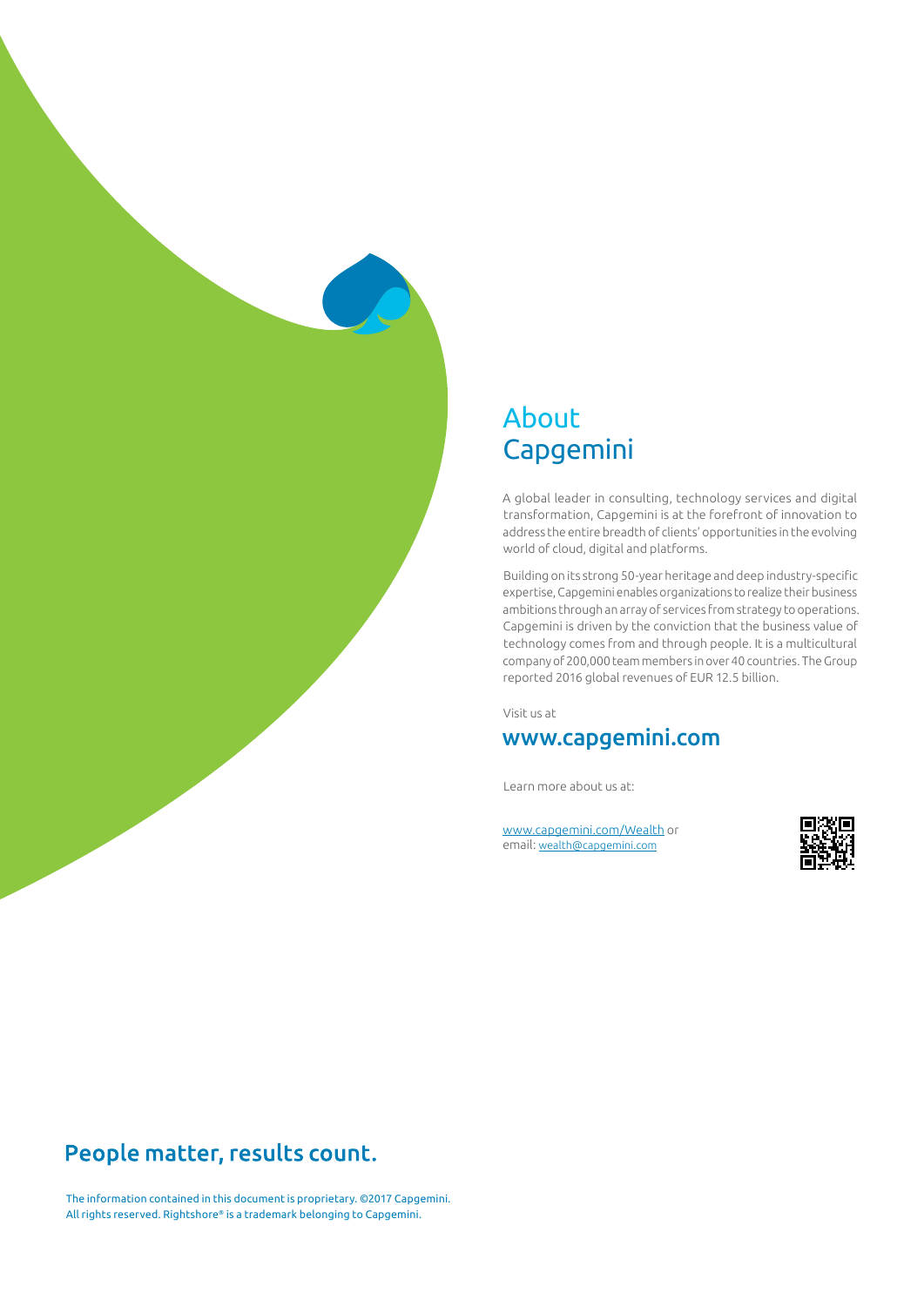# About Capgemini

A global leader in consulting, technology services and digital transformation, Capgemini is at the forefront of innovation to address the entire breadth of clients' opportunities in the evolving world of cloud, digital and platforms.

Building on its strong 50-year heritage and deep industry-specific expertise, Capgemini enables organizations to realize their business ambitions through an array of services from strategy to operations. Capgemini is driven by the conviction that the business value of technology comes from and through people. It is a multicultural company of 200,000 team members in over 40 countries. The Group reported 2016 global revenues of EUR 12.5 billion.

Visit us at

## www.capgemini.com

Learn more about us at:

www.capgemini.com/Wealth or
email: wealth@capgemini.com

## People matter, results count.

The information contained in this document is proprietary. ©2017 Capgemini.
All rights reserved. Rightshore® is a trademark belonging to Capgemini.